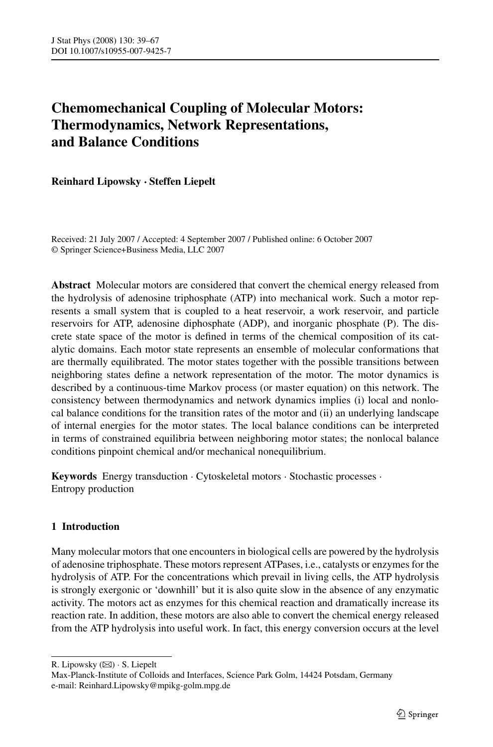# Chemomechanical Coupling of Molecular Motors: Thermodynamics, Network Representations, and Balance Conditions

**Reinhard Lipowsky · Steffen Liepelt**

Received: 21 July 2007 / Accepted: 4 September 2007 / Published online: 6 October 2007
© Springer Science+Business Media, LLC 2007

**Abstract** Molecular motors are considered that convert the chemical energy released from the hydrolysis of adenosine triphosphate (ATP) into mechanical work. Such a motor represents a small system that is coupled to a heat reservoir, a work reservoir, and particle reservoirs for ATP, adenosine diphosphate (ADP), and inorganic phosphate (P). The discrete state space of the motor is defined in terms of the chemical composition of its catalytic domains. Each motor state represents an ensemble of molecular conformations that are thermally equilibrated. The motor states together with the possible transitions between neighboring states define a network representation of the motor. The motor dynamics is described by a continuous-time Markov process (or master equation) on this network. The consistency between thermodynamics and network dynamics implies (i) local and nonlocal balance conditions for the transition rates of the motor and (ii) an underlying landscape of internal energies for the motor states. The local balance conditions can be interpreted in terms of constrained equilibria between neighboring motor states; the nonlocal balance conditions pinpoint chemical and/or mechanical nonequilibrium.

**Keywords** Energy transduction · Cytoskeletal motors · Stochastic processes · Entropy production

## 1 Introduction

Many molecular motors that one encounters in biological cells are powered by the hydrolysis of adenosine triphosphate. These motors represent ATPases, i.e., catalysts or enzymes for the hydrolysis of ATP. For the concentrations which prevail in living cells, the ATP hydrolysis is strongly exergonic or 'downhill' but it is also quite slow in the absence of any enzymatic activity. The motors act as enzymes for this chemical reaction and dramatically increase its reaction rate. In addition, these motors are also able to convert the chemical energy released from the ATP hydrolysis into useful work. In fact, this energy conversion occurs at the level

R. Lipowsky (✉) · S. Liepelt
Max-Planck-Institute of Colloids and Interfaces, Science Park Golm, 14424 Potsdam, Germany
e-mail: Reinhard.Lipowsky@mpikg-golm.mpg.de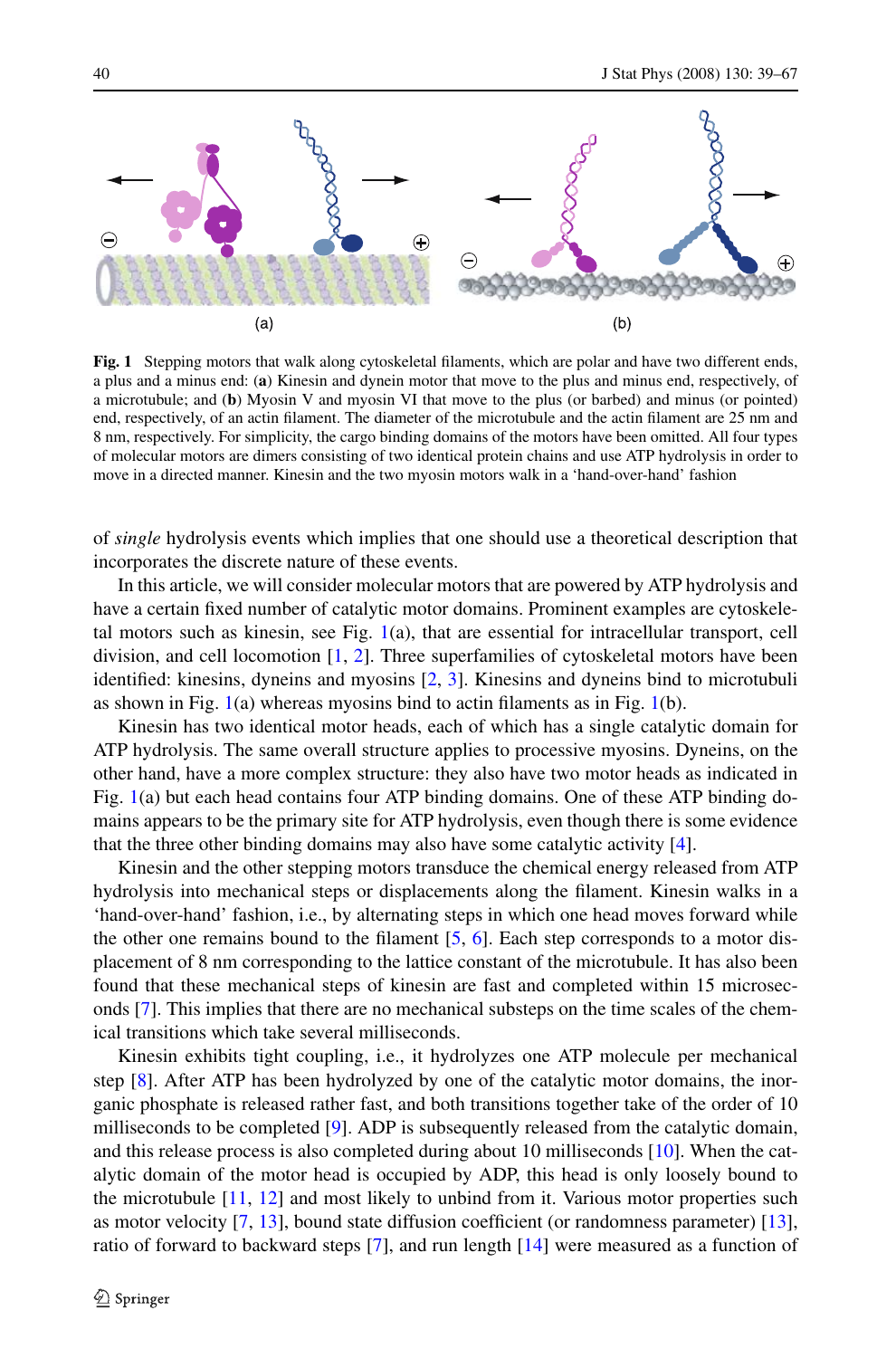**Fig. 1** Stepping motors that walk along cytoskeletal filaments, which are polar and have two different ends, a plus and a minus end: (**a**) Kinesin and dynein motor that move to the plus and minus end, respectively, of a microtubule; and (**b**) Myosin V and myosin VI that move to the plus (or barbed) and minus (or pointed) end, respectively, of an actin filament. The diameter of the microtubule and the actin filament are 25 nm and 8 nm, respectively. For simplicity, the cargo binding domains of the motors have been omitted. All four types of molecular motors are dimers consisting of two identical protein chains and use ATP hydrolysis in order to move in a directed manner. Kinesin and the two myosin motors walk in a 'hand-over-hand' fashion

of *single* hydrolysis events which implies that one should use a theoretical description that incorporates the discrete nature of these events.

In this article, we will consider molecular motors that are powered by ATP hydrolysis and have a certain fixed number of catalytic motor domains. Prominent examples are cytoskeletal motors such as kinesin, see Fig. 1(a), that are essential for intracellular transport, cell division, and cell locomotion [1, 2]. Three superfamilies of cytoskeletal motors have been identified: kinesins, dyneins and myosins [2, 3]. Kinesins and dyneins bind to microtubuli as shown in Fig. 1(a) whereas myosins bind to actin filaments as in Fig. 1(b).

Kinesin has two identical motor heads, each of which has a single catalytic domain for ATP hydrolysis. The same overall structure applies to processive myosins. Dyneins, on the other hand, have a more complex structure: they also have two motor heads as indicated in Fig. 1(a) but each head contains four ATP binding domains. One of these ATP binding domains appears to be the primary site for ATP hydrolysis, even though there is some evidence that the three other binding domains may also have some catalytic activity [4].

Kinesin and the other stepping motors transduce the chemical energy released from ATP hydrolysis into mechanical steps or displacements along the filament. Kinesin walks in a 'hand-over-hand' fashion, i.e., by alternating steps in which one head moves forward while the other one remains bound to the filament [5, 6]. Each step corresponds to a motor displacement of 8 nm corresponding to the lattice constant of the microtubule. It has also been found that these mechanical steps of kinesin are fast and completed within 15 microseconds [7]. This implies that there are no mechanical substeps on the time scales of the chemical transitions which take several milliseconds.

Kinesin exhibits tight coupling, i.e., it hydrolyzes one ATP molecule per mechanical step [8]. After ATP has been hydrolyzed by one of the catalytic motor domains, the inorganic phosphate is released rather fast, and both transitions together take of the order of 10 milliseconds to be completed [9]. ADP is subsequently released from the catalytic domain, and this release process is also completed during about 10 milliseconds [10]. When the catalytic domain of the motor head is occupied by ADP, this head is only loosely bound to the microtubule [11, 12] and most likely to unbind from it. Various motor properties such as motor velocity [7, 13], bound state diffusion coefficient (or randomness parameter) [13], ratio of forward to backward steps [7], and run length [14] were measured as a function of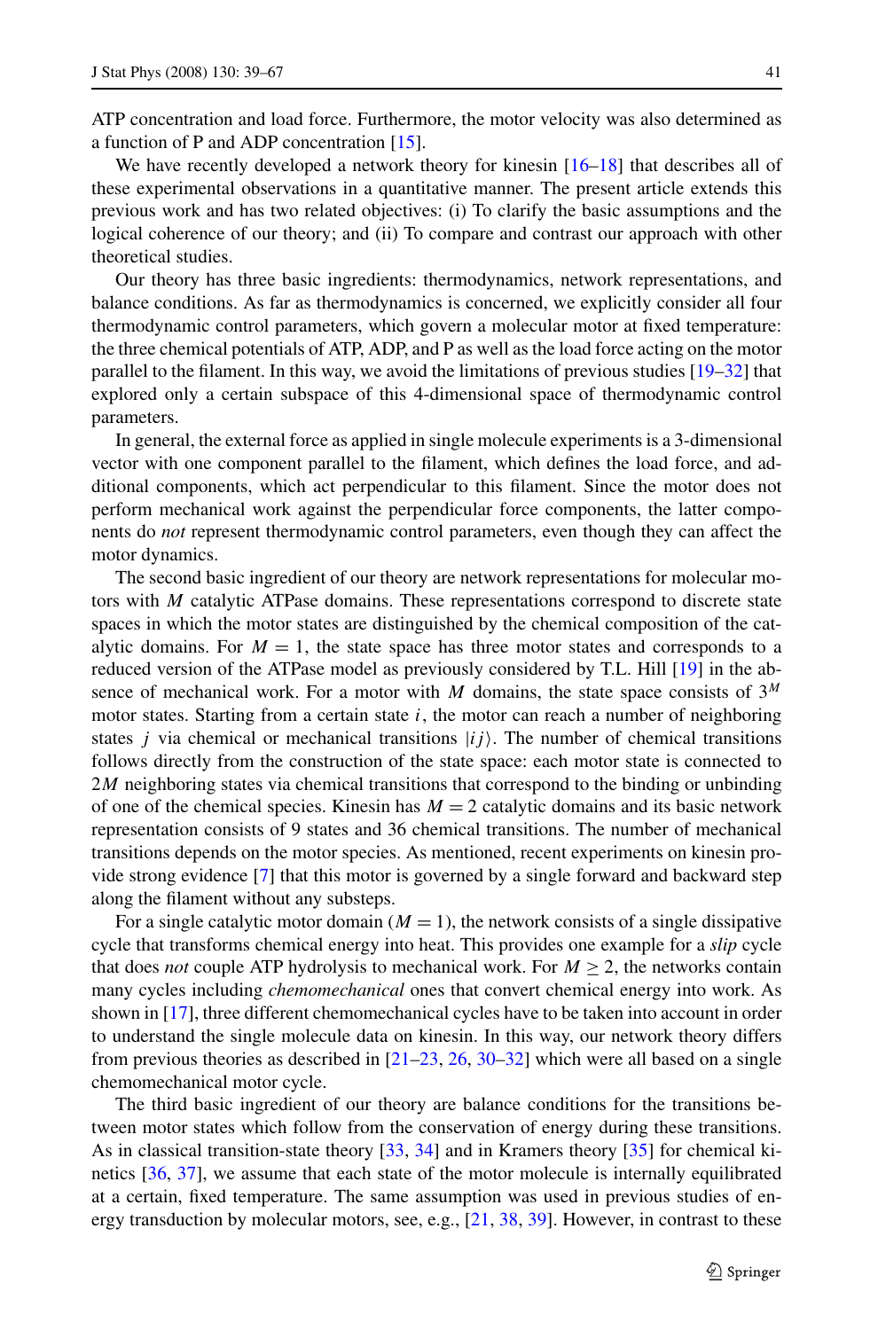ATP concentration and load force. Furthermore, the motor velocity was also determined as a function of P and ADP concentration [15].

We have recently developed a network theory for kinesin [16–18] that describes all of these experimental observations in a quantitative manner. The present article extends this previous work and has two related objectives: (i) To clarify the basic assumptions and the logical coherence of our theory; and (ii) To compare and contrast our approach with other theoretical studies.

Our theory has three basic ingredients: thermodynamics, network representations, and balance conditions. As far as thermodynamics is concerned, we explicitly consider all four thermodynamic control parameters, which govern a molecular motor at fixed temperature: the three chemical potentials of ATP, ADP, and P as well as the load force acting on the motor parallel to the filament. In this way, we avoid the limitations of previous studies [19–32] that explored only a certain subspace of this 4-dimensional space of thermodynamic control parameters.

In general, the external force as applied in single molecule experiments is a 3-dimensional vector with one component parallel to the filament, which defines the load force, and additional components, which act perpendicular to this filament. Since the motor does not perform mechanical work against the perpendicular force components, the latter components do *not* represent thermodynamic control parameters, even though they can affect the motor dynamics.

The second basic ingredient of our theory are network representations for molecular motors with $M$ catalytic ATPase domains. These representations correspond to discrete state spaces in which the motor states are distinguished by the chemical composition of the catalytic domains. For $M = 1$, the state space has three motor states and corresponds to a reduced version of the ATPase model as previously considered by T.L. Hill [19] in the absence of mechanical work. For a motor with $M$ domains, the state space consists of $3^M$ motor states. Starting from a certain state $i$, the motor can reach a number of neighboring states $j$ via chemical or mechanical transitions $|ij\rangle$. The number of chemical transitions follows directly from the construction of the state space: each motor state is connected to $2M$ neighboring states via chemical transitions that correspond to the binding or unbinding of one of the chemical species. Kinesin has $M = 2$ catalytic domains and its basic network representation consists of 9 states and 36 chemical transitions. The number of mechanical transitions depends on the motor species. As mentioned, recent experiments on kinesin provide strong evidence [7] that this motor is governed by a single forward and backward step along the filament without any substeps.

For a single catalytic motor domain ($M = 1$), the network consists of a single dissipative cycle that transforms chemical energy into heat. This provides one example for a *slip* cycle that does *not* couple ATP hydrolysis to mechanical work. For $M \geq 2$, the networks contain many cycles including *chemomechanical* ones that convert chemical energy into work. As shown in [17], three different chemomechanical cycles have to be taken into account in order to understand the single molecule data on kinesin. In this way, our network theory differs from previous theories as described in [21–23, 26, 30–32] which were all based on a single chemomechanical motor cycle.

The third basic ingredient of our theory are balance conditions for the transitions between motor states which follow from the conservation of energy during these transitions. As in classical transition-state theory [33, 34] and in Kramers theory [35] for chemical kinetics [36, 37], we assume that each state of the motor molecule is internally equilibrated at a certain, fixed temperature. The same assumption was used in previous studies of energy transduction by molecular motors, see, e.g., [21, 38, 39]. However, in contrast to these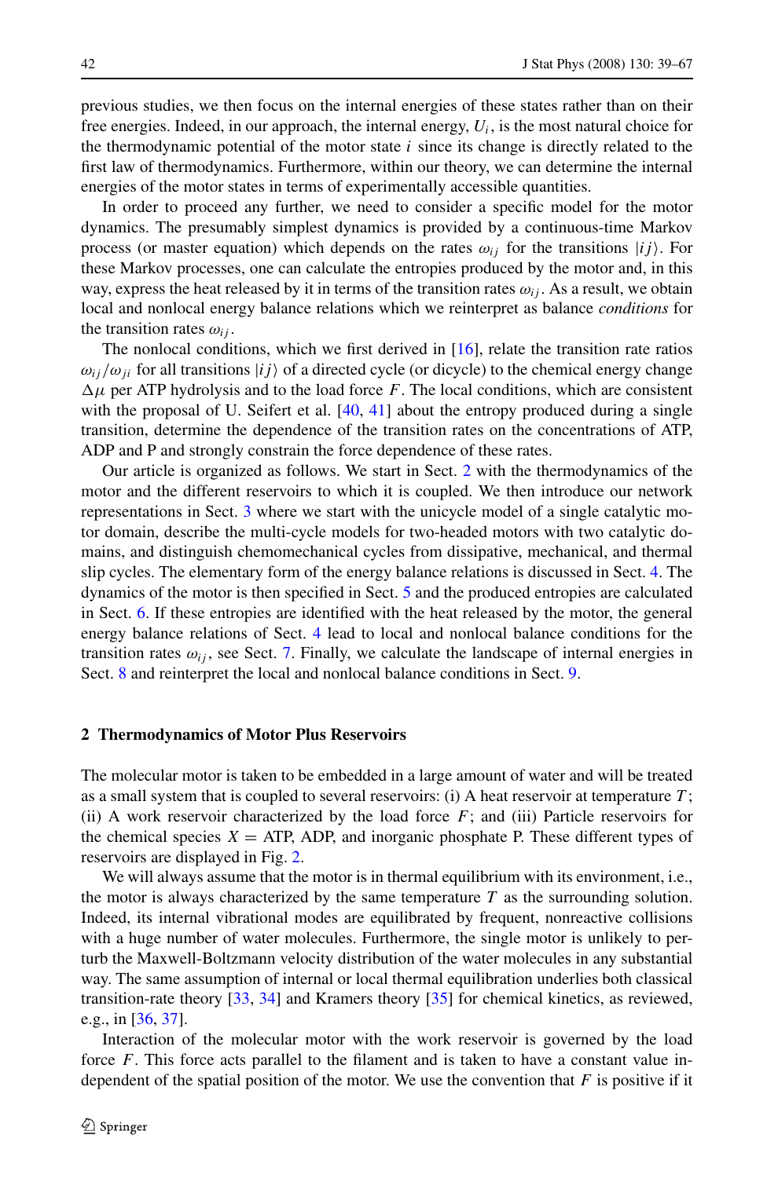previous studies, we then focus on the internal energies of these states rather than on their free energies. Indeed, in our approach, the internal energy, $U_i$, is the most natural choice for the thermodynamic potential of the motor state $i$ since its change is directly related to the first law of thermodynamics. Furthermore, within our theory, we can determine the internal energies of the motor states in terms of experimentally accessible quantities.

In order to proceed any further, we need to consider a specific model for the motor dynamics. The presumably simplest dynamics is provided by a continuous-time Markov process (or master equation) which depends on the rates $\omega_{ij}$ for the transitions $|ij\rangle$. For these Markov processes, one can calculate the entropies produced by the motor and, in this way, express the heat released by it in terms of the transition rates $\omega_{ij}$. As a result, we obtain local and nonlocal energy balance relations which we reinterpret as balance *conditions* for the transition rates $\omega_{ij}$.

The nonlocal conditions, which we first derived in [16], relate the transition rate ratios $\omega_{ij}/\omega_{ji}$ for all transitions $|ij\rangle$ of a directed cycle (or dicycle) to the chemical energy change $\Delta\mu$ per ATP hydrolysis and to the load force $F$. The local conditions, which are consistent with the proposal of U. Seifert et al. [40, 41] about the entropy produced during a single transition, determine the dependence of the transition rates on the concentrations of ATP, ADP and P and strongly constrain the force dependence of these rates.

Our article is organized as follows. We start in Sect. 2 with the thermodynamics of the motor and the different reservoirs to which it is coupled. We then introduce our network representations in Sect. 3 where we start with the unicycle model of a single catalytic motor domain, describe the multi-cycle models for two-headed motors with two catalytic domains, and distinguish chemomechanical cycles from dissipative, mechanical, and thermal slip cycles. The elementary form of the energy balance relations is discussed in Sect. 4. The dynamics of the motor is then specified in Sect. 5 and the produced entropies are calculated in Sect. 6. If these entropies are identified with the heat released by the motor, the general energy balance relations of Sect. 4 lead to local and nonlocal balance conditions for the transition rates $\omega_{ij}$, see Sect. 7. Finally, we calculate the landscape of internal energies in Sect. 8 and reinterpret the local and nonlocal balance conditions in Sect. 9.

## 2 Thermodynamics of Motor Plus Reservoirs

The molecular motor is taken to be embedded in a large amount of water and will be treated as a small system that is coupled to several reservoirs: (i) A heat reservoir at temperature $T$; (ii) A work reservoir characterized by the load force $F$; and (iii) Particle reservoirs for the chemical species $X$ = ATP, ADP, and inorganic phosphate P. These different types of reservoirs are displayed in Fig. 2.

We will always assume that the motor is in thermal equilibrium with its environment, i.e., the motor is always characterized by the same temperature $T$ as the surrounding solution. Indeed, its internal vibrational modes are equilibrated by frequent, nonreactive collisions with a huge number of water molecules. Furthermore, the single motor is unlikely to perturb the Maxwell-Boltzmann velocity distribution of the water molecules in any substantial way. The same assumption of internal or local thermal equilibration underlies both classical transition-rate theory [33, 34] and Kramers theory [35] for chemical kinetics, as reviewed, e.g., in [36, 37].

Interaction of the molecular motor with the work reservoir is governed by the load force $F$. This force acts parallel to the filament and is taken to have a constant value independent of the spatial position of the motor. We use the convention that $F$ is positive if it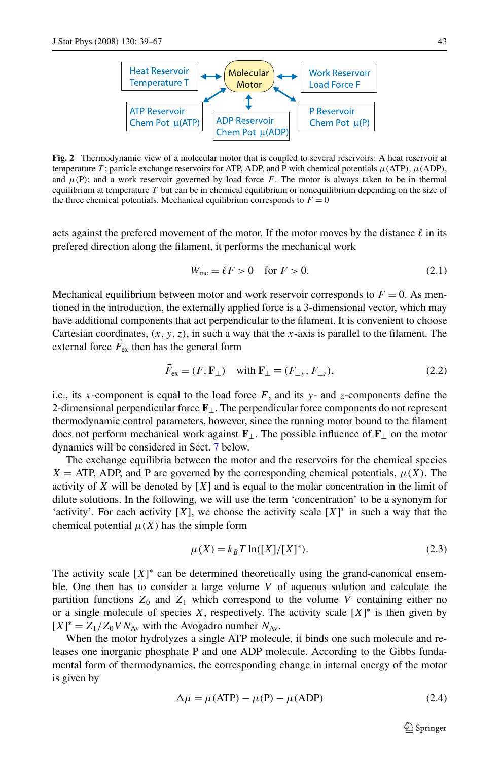**Fig. 2** Thermodynamic view of a molecular motor that is coupled to several reservoirs: A heat reservoir at temperature $T$; particle exchange reservoirs for ATP, ADP, and P with chemical potentials $\mu(\text{ATP})$, $\mu(\text{ADP})$, and $\mu(\text{P})$; and a work reservoir governed by load force $F$. The motor is always taken to be in thermal equilibrium at temperature $T$ but can be in chemical equilibrium or nonequilibrium depending on the size of the three chemical potentials. Mechanical equilibrium corresponds to $F = 0$

acts against the prefered movement of the motor. If the motor moves by the distance $\ell$ in its prefered direction along the filament, it performs the mechanical work

$$W_{\text{me}} = \ell F > 0 \quad \text{for } F > 0. \tag{2.1}$$

Mechanical equilibrium between motor and work reservoir corresponds to $F = 0$. As mentioned in the introduction, the externally applied force is a 3-dimensional vector, which may have additional components that act perpendicular to the filament. It is convenient to choose Cartesian coordinates, $(x, y, z)$, in such a way that the $x$-axis is parallel to the filament. The external force $\vec{F}_{\text{ex}}$ then has the general form

$$\vec{F}_{\text{ex}} = (F, \mathbf{F}_\perp) \quad \text{with } \mathbf{F}_\perp \equiv (F_{\perp y}, F_{\perp z}), \tag{2.2}$$

i.e., its $x$-component is equal to the load force $F$, and its $y$- and $z$-components define the 2-dimensional perpendicular force $\mathbf{F}_\perp$. The perpendicular force components do not represent thermodynamic control parameters, however, since the running motor bound to the filament does not perform mechanical work against $\mathbf{F}_\perp$. The possible influence of $\mathbf{F}_\perp$ on the motor dynamics will be considered in Sect. 7 below.

The exchange equilibria between the motor and the reservoirs for the chemical species $X$ = ATP, ADP, and P are governed by the corresponding chemical potentials, $\mu(X)$. The activity of $X$ will be denoted by $[X]$ and is equal to the molar concentration in the limit of dilute solutions. In the following, we will use the term 'concentration' to be a synonym for 'activity'. For each activity $[X]$, we choose the activity scale $[X]^*$ in such a way that the chemical potential $\mu(X)$ has the simple form

$$\mu(X) = k_B T \ln([X]/[X]^*). \tag{2.3}$$

The activity scale $[X]^*$ can be determined theoretically using the grand-canonical ensemble. One then has to consider a large volume $V$ of aqueous solution and calculate the partition functions $Z_0$ and $Z_1$ which correspond to the volume $V$ containing either no or a single molecule of species $X$, respectively. The activity scale $[X]^*$ is then given by $[X]^* = Z_1/Z_0 V N_{\text{Av}}$ with the Avogadro number $N_{\text{Av}}$.

When the motor hydrolyzes a single ATP molecule, it binds one such molecule and releases one inorganic phosphate P and one ADP molecule. According to the Gibbs fundamental form of thermodynamics, the corresponding change in internal energy of the motor is given by

$$\Delta\mu = \mu(\text{ATP}) - \mu(\text{P}) - \mu(\text{ADP}) \tag{2.4}$$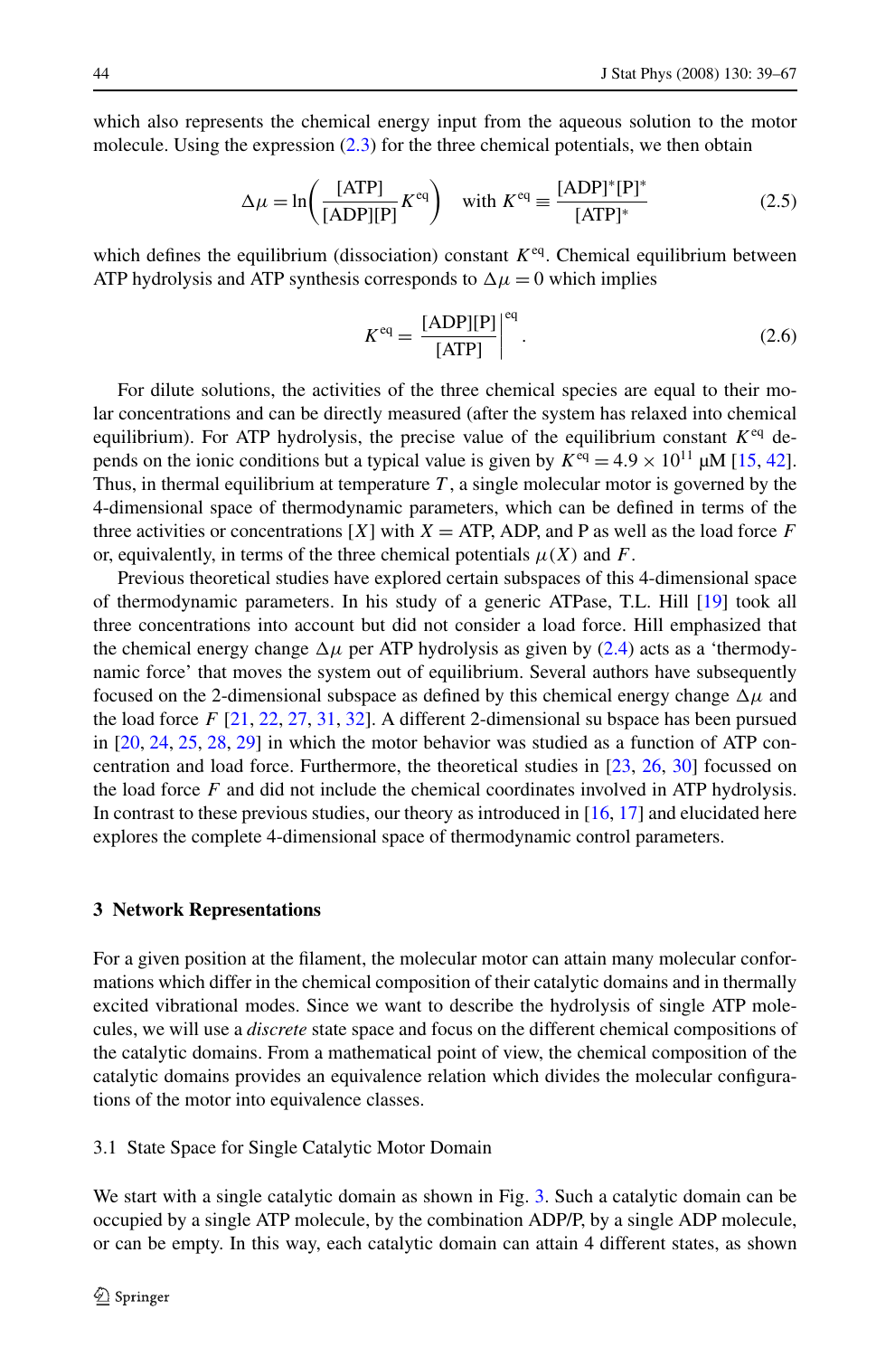which also represents the chemical energy input from the aqueous solution to the motor molecule. Using the expression (2.3) for the three chemical potentials, we then obtain

$$\Delta\mu = \ln\left(\frac{[\mathrm{ATP}]}{[\mathrm{ADP}][\mathrm{P}]} K^{\mathrm{eq}}\right) \quad \text{with } K^{\mathrm{eq}} \equiv \frac{[\mathrm{ADP}]^*[\mathrm{P}]^*}{[\mathrm{ATP}]^*} \tag{2.5}$$

which defines the equilibrium (dissociation) constant $K^{\mathrm{eq}}$. Chemical equilibrium between ATP hydrolysis and ATP synthesis corresponds to $\Delta\mu = 0$ which implies

$$K^{\mathrm{eq}} = \left.\frac{[\mathrm{ADP}][\mathrm{P}]}{[\mathrm{ATP}]}\right|^{\mathrm{eq}}. \tag{2.6}$$

For dilute solutions, the activities of the three chemical species are equal to their molar concentrations and can be directly measured (after the system has relaxed into chemical equilibrium). For ATP hydrolysis, the precise value of the equilibrium constant $K^{\mathrm{eq}}$ depends on the ionic conditions but a typical value is given by $K^{\mathrm{eq}} = 4.9 \times 10^{11}$ μM [15, 42]. Thus, in thermal equilibrium at temperature $T$, a single molecular motor is governed by the 4-dimensional space of thermodynamic parameters, which can be defined in terms of the three activities or concentrations $[X]$ with $X =$ ATP, ADP, and P as well as the load force $F$ or, equivalently, in terms of the three chemical potentials $\mu(X)$ and $F$.

Previous theoretical studies have explored certain subspaces of this 4-dimensional space of thermodynamic parameters. In his study of a generic ATPase, T.L. Hill [19] took all three concentrations into account but did not consider a load force. Hill emphasized that the chemical energy change $\Delta\mu$ per ATP hydrolysis as given by (2.4) acts as a 'thermodynamic force' that moves the system out of equilibrium. Several authors have subsequently focused on the 2-dimensional subspace as defined by this chemical energy change $\Delta\mu$ and the load force $F$ [21, 22, 27, 31, 32]. A different 2-dimensional su bspace has been pursued in [20, 24, 25, 28, 29] in which the motor behavior was studied as a function of ATP concentration and load force. Furthermore, the theoretical studies in [23, 26, 30] focussed on the load force $F$ and did not include the chemical coordinates involved in ATP hydrolysis. In contrast to these previous studies, our theory as introduced in [16, 17] and elucidated here explores the complete 4-dimensional space of thermodynamic control parameters.

## 3 Network Representations

For a given position at the filament, the molecular motor can attain many molecular conformations which differ in the chemical composition of their catalytic domains and in thermally excited vibrational modes. Since we want to describe the hydrolysis of single ATP molecules, we will use a *discrete* state space and focus on the different chemical compositions of the catalytic domains. From a mathematical point of view, the chemical composition of the catalytic domains provides an equivalence relation which divides the molecular configurations of the motor into equivalence classes.

### 3.1 State Space for Single Catalytic Motor Domain

We start with a single catalytic domain as shown in Fig. 3. Such a catalytic domain can be occupied by a single ATP molecule, by the combination ADP/P, by a single ADP molecule, or can be empty. In this way, each catalytic domain can attain 4 different states, as shown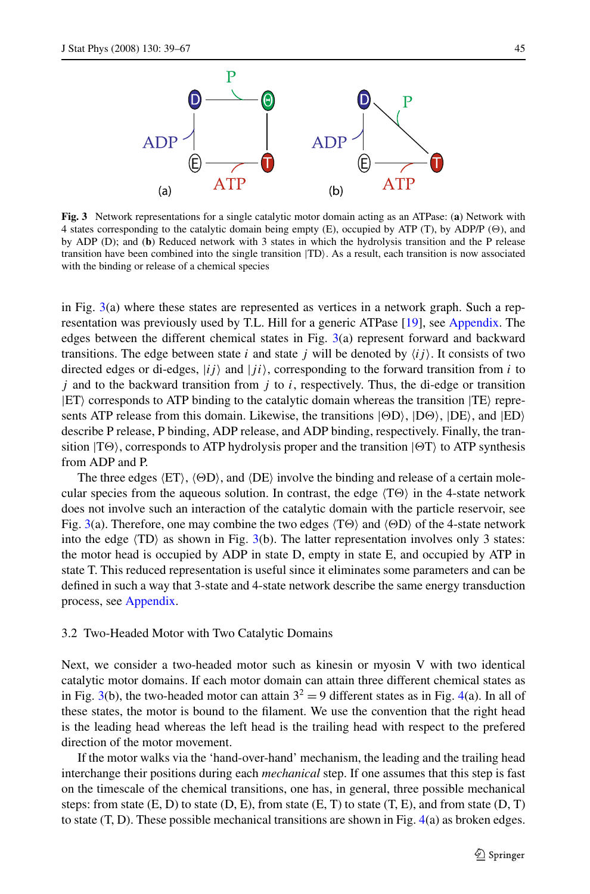**Fig. 3** Network representations for a single catalytic motor domain acting as an ATPase: (**a**) Network with 4 states corresponding to the catalytic domain being empty (E), occupied by ATP (T), by ADP/P (Θ), and by ADP (D); and (**b**) Reduced network with 3 states in which the hydrolysis transition and the P release transition have been combined into the single transition |TD⟩. As a result, each transition is now associated with the binding or release of a chemical species

in Fig. 3(a) where these states are represented as vertices in a network graph. Such a representation was previously used by T.L. Hill for a generic ATPase [19], see Appendix. The edges between the different chemical states in Fig. 3(a) represent forward and backward transitions. The edge between state $i$ and state $j$ will be denoted by $\langle ij \rangle$. It consists of two directed edges or di-edges, $|ij\rangle$ and $|ji\rangle$, corresponding to the forward transition from $i$ to $j$ and to the backward transition from $j$ to $i$, respectively. Thus, the di-edge or transition |ET⟩ corresponds to ATP binding to the catalytic domain whereas the transition |TE⟩ represents ATP release from this domain. Likewise, the transitions |ΘD⟩, |DΘ⟩, |DE⟩, and |ED⟩ describe P release, P binding, ADP release, and ADP binding, respectively. Finally, the transition |TΘ⟩, corresponds to ATP hydrolysis proper and the transition |ΘT⟩ to ATP synthesis from ADP and P.

The three edges ⟨ET⟩, ⟨ΘD⟩, and ⟨DE⟩ involve the binding and release of a certain molecular species from the aqueous solution. In contrast, the edge ⟨TΘ⟩ in the 4-state network does not involve such an interaction of the catalytic domain with the particle reservoir, see Fig. 3(a). Therefore, one may combine the two edges ⟨TΘ⟩ and ⟨ΘD⟩ of the 4-state network into the edge ⟨TD⟩ as shown in Fig. 3(b). The latter representation involves only 3 states: the motor head is occupied by ADP in state D, empty in state E, and occupied by ATP in state T. This reduced representation is useful since it eliminates some parameters and can be defined in such a way that 3-state and 4-state network describe the same energy transduction process, see Appendix.

### 3.2 Two-Headed Motor with Two Catalytic Domains

Next, we consider a two-headed motor such as kinesin or myosin V with two identical catalytic motor domains. If each motor domain can attain three different chemical states as in Fig. 3(b), the two-headed motor can attain $3^2 = 9$ different states as in Fig. 4(a). In all of these states, the motor is bound to the filament. We use the convention that the right head is the leading head whereas the left head is the trailing head with respect to the prefered direction of the motor movement.

If the motor walks via the 'hand-over-hand' mechanism, the leading and the trailing head interchange their positions during each *mechanical* step. If one assumes that this step is fast on the timescale of the chemical transitions, one has, in general, three possible mechanical steps: from state (E, D) to state (D, E), from state (E, T) to state (T, E), and from state (D, T) to state (T, D). These possible mechanical transitions are shown in Fig. 4(a) as broken edges.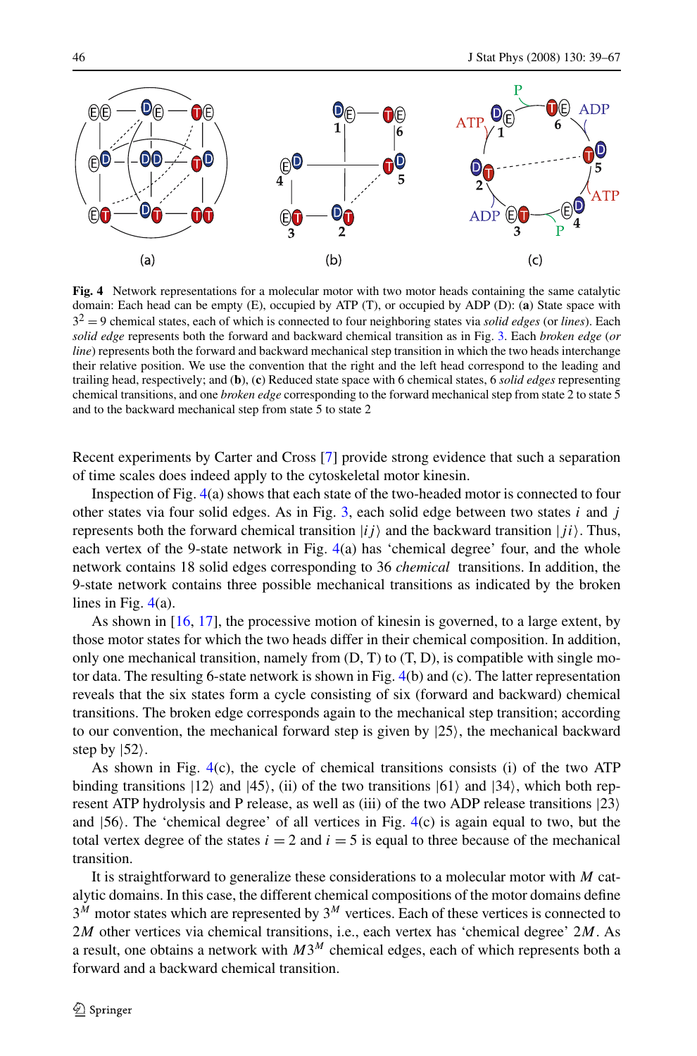**Fig. 4** Network representations for a molecular motor with two motor heads containing the same catalytic domain: Each head can be empty (E), occupied by ATP (T), or occupied by ADP (D): (**a**) State space with $3^2 = 9$ chemical states, each of which is connected to four neighboring states via *solid edges* (or *lines*). Each *solid edge* represents both the forward and backward chemical transition as in Fig. 3. Each *broken edge* (*or line*) represents both the forward and backward mechanical step transition in which the two heads interchange their relative position. We use the convention that the right and the left head correspond to the leading and trailing head, respectively; and (**b**), (**c**) Reduced state space with 6 chemical states, 6 *solid edges* representing chemical transitions, and one *broken edge* corresponding to the forward mechanical step from state 2 to state 5 and to the backward mechanical step from state 5 to state 2

Recent experiments by Carter and Cross [7] provide strong evidence that such a separation of time scales does indeed apply to the cytoskeletal motor kinesin.

Inspection of Fig. 4(a) shows that each state of the two-headed motor is connected to four other states via four solid edges. As in Fig. 3, each solid edge between two states $i$ and $j$ represents both the forward chemical transition $|ij\rangle$ and the backward transition $|ji\rangle$. Thus, each vertex of the 9-state network in Fig. 4(a) has 'chemical degree' four, and the whole network contains 18 solid edges corresponding to 36 *chemical* transitions. In addition, the 9-state network contains three possible mechanical transitions as indicated by the broken lines in Fig. 4(a).

As shown in [16, 17], the processive motion of kinesin is governed, to a large extent, by those motor states for which the two heads differ in their chemical composition. In addition, only one mechanical transition, namely from (D, T) to (T, D), is compatible with single motor data. The resulting 6-state network is shown in Fig. 4(b) and (c). The latter representation reveals that the six states form a cycle consisting of six (forward and backward) chemical transitions. The broken edge corresponds again to the mechanical step transition; according to our convention, the mechanical forward step is given by $|25\rangle$, the mechanical backward step by $|52\rangle$.

As shown in Fig. 4(c), the cycle of chemical transitions consists (i) of the two ATP binding transitions $|12\rangle$ and $|45\rangle$, (ii) of the two transitions $|61\rangle$ and $|34\rangle$, which both represent ATP hydrolysis and P release, as well as (iii) of the two ADP release transitions $|23\rangle$ and $|56\rangle$. The 'chemical degree' of all vertices in Fig. 4(c) is again equal to two, but the total vertex degree of the states $i = 2$ and $i = 5$ is equal to three because of the mechanical transition.

It is straightforward to generalize these considerations to a molecular motor with $M$ catalytic domains. In this case, the different chemical compositions of the motor domains define $3^M$ motor states which are represented by $3^M$ vertices. Each of these vertices is connected to $2M$ other vertices via chemical transitions, i.e., each vertex has 'chemical degree' $2M$. As a result, one obtains a network with $M3^M$ chemical edges, each of which represents both a forward and a backward chemical transition.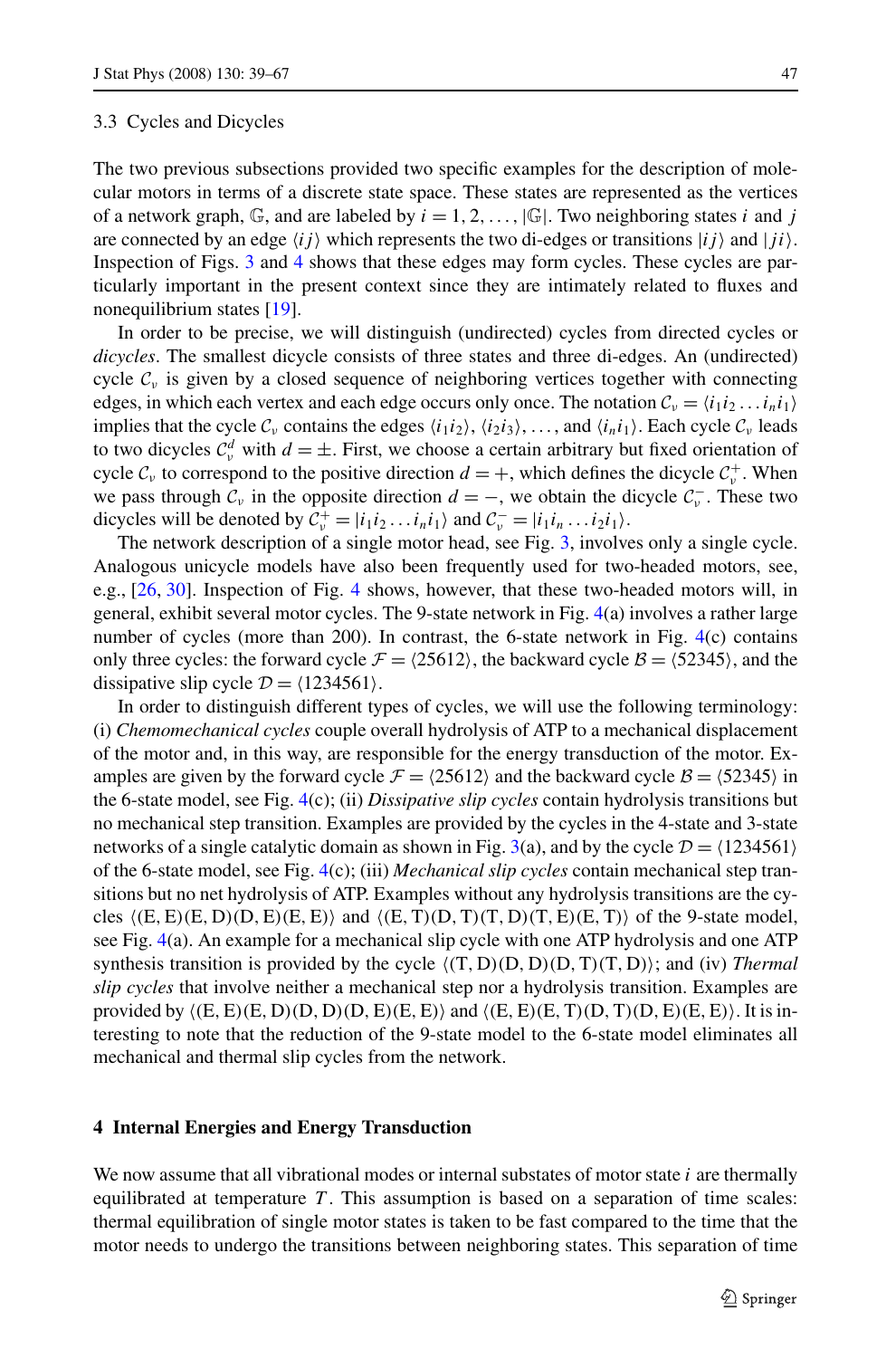### 3.3 Cycles and Dicycles

The two previous subsections provided two specific examples for the description of molecular motors in terms of a discrete state space. These states are represented as the vertices of a network graph, $\mathbb{G}$, and are labeled by $i = 1, 2, \ldots, |\mathbb{G}|$. Two neighboring states $i$ and $j$ are connected by an edge $\langle ij \rangle$ which represents the two di-edges or transitions $|ij\rangle$ and $|ji\rangle$. Inspection of Figs. 3 and 4 shows that these edges may form cycles. These cycles are particularly important in the present context since they are intimately related to fluxes and nonequilibrium states [19].

In order to be precise, we will distinguish (undirected) cycles from directed cycles or *dicycles*. The smallest dicycle consists of three states and three di-edges. An (undirected) cycle $\mathcal{C}_\nu$ is given by a closed sequence of neighboring vertices together with connecting edges, in which each vertex and each edge occurs only once. The notation $\mathcal{C}_\nu = \langle i_1 i_2 \ldots i_n i_1 \rangle$ implies that the cycle $\mathcal{C}_\nu$ contains the edges $\langle i_1 i_2 \rangle$, $\langle i_2 i_3 \rangle, \ldots,$ and $\langle i_n i_1 \rangle$. Each cycle $\mathcal{C}_\nu$ leads to two dicycles $\mathcal{C}_\nu^d$ with $d = \pm$. First, we choose a certain arbitrary but fixed orientation of cycle $\mathcal{C}_\nu$ to correspond to the positive direction $d = +$, which defines the dicycle $\mathcal{C}_\nu^+$. When we pass through $\mathcal{C}_\nu$ in the opposite direction $d = -$, we obtain the dicycle $\mathcal{C}_\nu^-$. These two dicycles will be denoted by $\mathcal{C}_\nu^+ = |i_1 i_2 \ldots i_n i_1\rangle$ and $\mathcal{C}_\nu^- = |i_1 i_n \ldots i_2 i_1\rangle$.

The network description of a single motor head, see Fig. 3, involves only a single cycle. Analogous unicycle models have also been frequently used for two-headed motors, see, e.g., [26, 30]. Inspection of Fig. 4 shows, however, that these two-headed motors will, in general, exhibit several motor cycles. The 9-state network in Fig. 4(a) involves a rather large number of cycles (more than 200). In contrast, the 6-state network in Fig. 4(c) contains only three cycles: the forward cycle $\mathcal{F} = \langle 25612 \rangle$, the backward cycle $\mathcal{B} = \langle 52345 \rangle$, and the dissipative slip cycle $\mathcal{D} = \langle 1234561 \rangle$.

In order to distinguish different types of cycles, we will use the following terminology: (i) *Chemomechanical cycles* couple overall hydrolysis of ATP to a mechanical displacement of the motor and, in this way, are responsible for the energy transduction of the motor. Examples are given by the forward cycle $\mathcal{F} = \langle 25612 \rangle$ and the backward cycle $\mathcal{B} = \langle 52345 \rangle$ in the 6-state model, see Fig. 4(c); (ii) *Dissipative slip cycles* contain hydrolysis transitions but no mechanical step transition. Examples are provided by the cycles in the 4-state and 3-state networks of a single catalytic domain as shown in Fig. 3(a), and by the cycle $\mathcal{D} = \langle 1234561 \rangle$ of the 6-state model, see Fig. 4(c); (iii) *Mechanical slip cycles* contain mechanical step transitions but no net hydrolysis of ATP. Examples without any hydrolysis transitions are the cycles $\langle(\mathrm{E,E})(\mathrm{E,D})(\mathrm{D,E})(\mathrm{E,E})\rangle$ and $\langle(\mathrm{E,T})(\mathrm{D,T})(\mathrm{T,D})(\mathrm{T,E})(\mathrm{E,T})\rangle$ of the 9-state model, see Fig. 4(a). An example for a mechanical slip cycle with one ATP hydrolysis and one ATP synthesis transition is provided by the cycle $\langle(\mathrm{T,D})(\mathrm{D,D})(\mathrm{D,T})(\mathrm{T,D})\rangle$; and (iv) *Thermal slip cycles* that involve neither a mechanical step nor a hydrolysis transition. Examples are provided by $\langle(\mathrm{E,E})(\mathrm{E,D})(\mathrm{D,D})(\mathrm{D,E})(\mathrm{E,E})\rangle$ and $\langle(\mathrm{E,E})(\mathrm{E,T})(\mathrm{D,T})(\mathrm{D,E})(\mathrm{E,E})\rangle$. It is interesting to note that the reduction of the 9-state model to the 6-state model eliminates all mechanical and thermal slip cycles from the network.

## 4 Internal Energies and Energy Transduction

We now assume that all vibrational modes or internal substates of motor state $i$ are thermally equilibrated at temperature $T$. This assumption is based on a separation of time scales: thermal equilibration of single motor states is taken to be fast compared to the time that the motor needs to undergo the transitions between neighboring states. This separation of time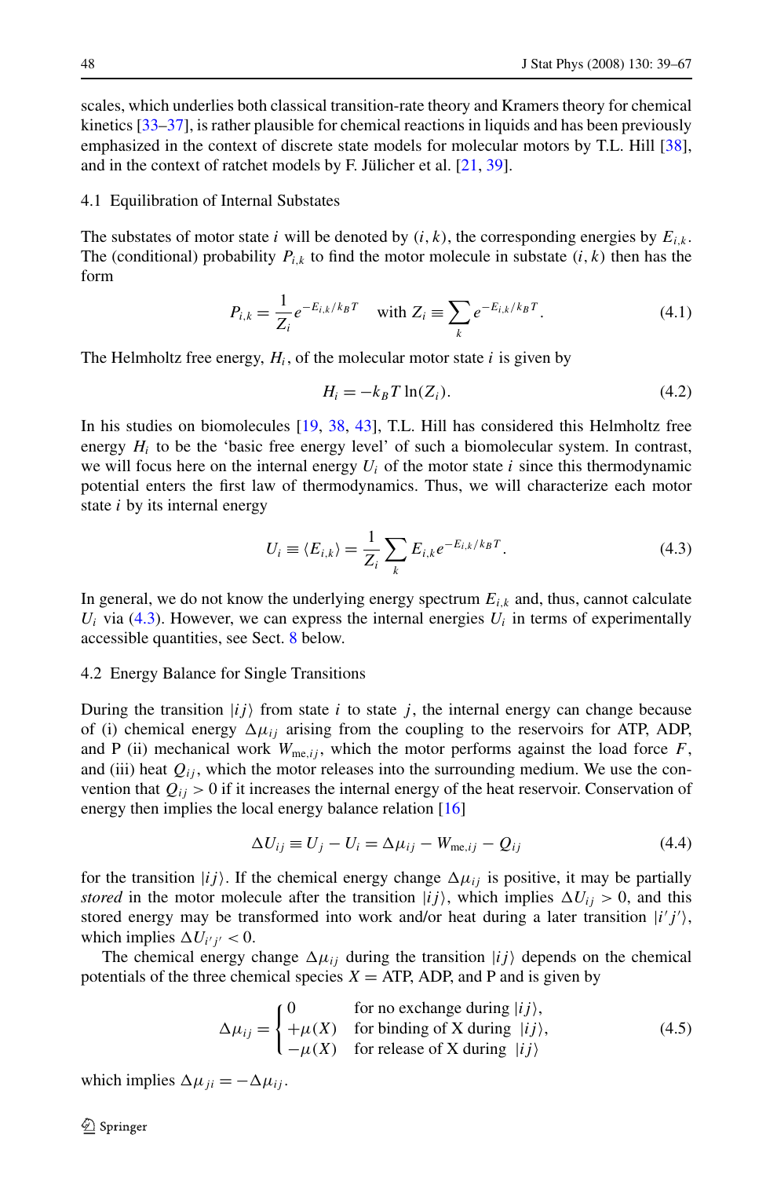scales, which underlies both classical transition-rate theory and Kramers theory for chemical kinetics [33–37], is rather plausible for chemical reactions in liquids and has been previously emphasized in the context of discrete state models for molecular motors by T.L. Hill [38], and in the context of ratchet models by F. Jülicher et al. [21, 39].

### 4.1 Equilibration of Internal Substates

The substates of motor state $i$ will be denoted by $(i,k)$, the corresponding energies by $E_{i,k}$. The (conditional) probability $P_{i,k}$ to find the motor molecule in substate $(i,k)$ then has the form

$$P_{i,k} = \frac{1}{Z_i} e^{-E_{i,k}/k_B T} \quad \text{with } Z_i \equiv \sum_k e^{-E_{i,k}/k_B T}. \tag{4.1}$$

The Helmholtz free energy, $H_i$, of the molecular motor state $i$ is given by

$$H_i = -k_B T \ln(Z_i). \tag{4.2}$$

In his studies on biomolecules [19, 38, 43], T.L. Hill has considered this Helmholtz free energy $H_i$ to be the 'basic free energy level' of such a biomolecular system. In contrast, we will focus here on the internal energy $U_i$ of the motor state $i$ since this thermodynamic potential enters the first law of thermodynamics. Thus, we will characterize each motor state $i$ by its internal energy

$$U_i \equiv \langle E_{i,k} \rangle = \frac{1}{Z_i} \sum_k E_{i,k} e^{-E_{i,k}/k_B T}. \tag{4.3}$$

In general, we do not know the underlying energy spectrum $E_{i,k}$ and, thus, cannot calculate $U_i$ via (4.3). However, we can express the internal energies $U_i$ in terms of experimentally accessible quantities, see Sect. 8 below.

### 4.2 Energy Balance for Single Transitions

During the transition $|ij\rangle$ from state $i$ to state $j$, the internal energy can change because of (i) chemical energy $\Delta\mu_{ij}$ arising from the coupling to the reservoirs for ATP, ADP, and P (ii) mechanical work $W_{\text{me},ij}$, which the motor performs against the load force $F$, and (iii) heat $Q_{ij}$, which the motor releases into the surrounding medium. We use the convention that $Q_{ij} > 0$ if it increases the internal energy of the heat reservoir. Conservation of energy then implies the local energy balance relation [16]

$$\Delta U_{ij} \equiv U_j - U_i = \Delta\mu_{ij} - W_{\text{me},ij} - Q_{ij} \tag{4.4}$$

for the transition $|ij\rangle$. If the chemical energy change $\Delta\mu_{ij}$ is positive, it may be partially *stored* in the motor molecule after the transition $|ij\rangle$, which implies $\Delta U_{ij} > 0$, and this stored energy may be transformed into work and/or heat during a later transition $|i'j'\rangle$, which implies $\Delta U_{i'j'} < 0$.

The chemical energy change $\Delta\mu_{ij}$ during the transition $|ij\rangle$ depends on the chemical potentials of the three chemical species $X =$ ATP, ADP, and P and is given by

$$\Delta\mu_{ij} = \begin{cases} 0 & \text{for no exchange during } |ij\rangle, \\ +\mu(X) & \text{for binding of X during } |ij\rangle, \\ -\mu(X) & \text{for release of X during } |ij\rangle \end{cases} \tag{4.5}$$

which implies $\Delta\mu_{ji} = -\Delta\mu_{ij}$.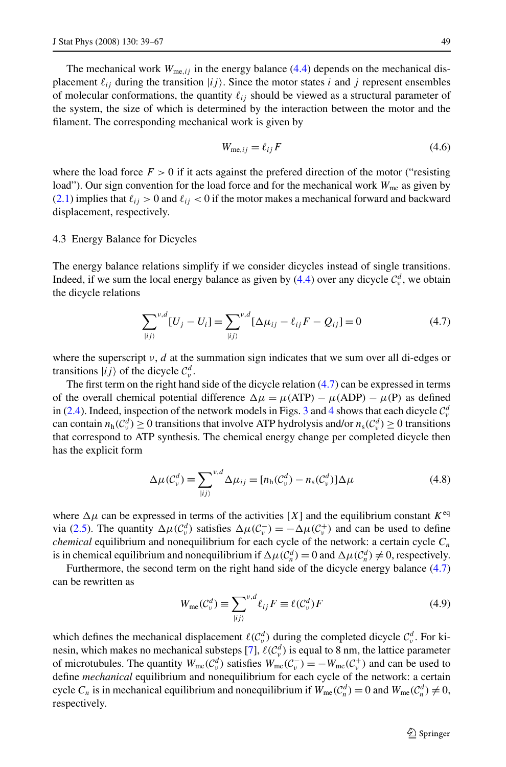The mechanical work $W_{\text{me},ij}$ in the energy balance (4.4) depends on the mechanical displacement $\ell_{ij}$ during the transition $|ij\rangle$. Since the motor states $i$ and $j$ represent ensembles of molecular conformations, the quantity $\ell_{ij}$ should be viewed as a structural parameter of the system, the size of which is determined by the interaction between the motor and the filament. The corresponding mechanical work is given by

$$W_{\text{me},ij} = \ell_{ij} F \tag{4.6}$$

where the load force $F > 0$ if it acts against the prefered direction of the motor ("resisting load"). Our sign convention for the load force and for the mechanical work $W_{\text{me}}$ as given by (2.1) implies that $\ell_{ij} > 0$ and $\ell_{ij} < 0$ if the motor makes a mechanical forward and backward displacement, respectively.

### 4.3 Energy Balance for Dicycles

The energy balance relations simplify if we consider dicycles instead of single transitions. Indeed, if we sum the local energy balance as given by (4.4) over any dicycle $\mathcal{C}_\nu^d$, we obtain the dicycle relations

$$\sum_{|ij\rangle}^{\nu,d} [U_j - U_i] = \sum_{|ij\rangle}^{\nu,d} [\Delta\mu_{ij} - \ell_{ij} F - Q_{ij}] = 0 \tag{4.7}$$

where the superscript $\nu$, $d$ at the summation sign indicates that we sum over all di-edges or transitions $|ij\rangle$ of the dicycle $\mathcal{C}_\nu^d$.

The first term on the right hand side of the dicycle relation (4.7) can be expressed in terms of the overall chemical potential difference $\Delta\mu = \mu(\text{ATP}) - \mu(\text{ADP}) - \mu(\text{P})$ as defined in (2.4). Indeed, inspection of the network models in Figs. 3 and 4 shows that each dicycle $\mathcal{C}_\nu^d$ can contain $n_\text{h}(\mathcal{C}_\nu^d) \geq 0$ transitions that involve ATP hydrolysis and/or $n_\text{s}(\mathcal{C}_\nu^d) \geq 0$ transitions that correspond to ATP synthesis. The chemical energy change per completed dicycle then has the explicit form

$$\Delta\mu(\mathcal{C}_\nu^d) \equiv \sum_{|ij\rangle}^{\nu,d} \Delta\mu_{ij} = [n_\text{h}(\mathcal{C}_\nu^d) - n_\text{s}(\mathcal{C}_\nu^d)]\Delta\mu \tag{4.8}$$

where $\Delta\mu$ can be expressed in terms of the activities $[X]$ and the equilibrium constant $K^{\text{eq}}$ via (2.5). The quantity $\Delta\mu(\mathcal{C}_\nu^d)$ satisfies $\Delta\mu(\mathcal{C}_\nu^-) = -\Delta\mu(\mathcal{C}_\nu^+)$ and can be used to define *chemical* equilibrium and nonequilibrium for each cycle of the network: a certain cycle $C_n$ is in chemical equilibrium and nonequilibrium if $\Delta\mu(\mathcal{C}_n^d) = 0$ and $\Delta\mu(\mathcal{C}_n^d) \neq 0$, respectively.

Furthermore, the second term on the right hand side of the dicycle energy balance (4.7) can be rewritten as

$$W_{\text{me}}(\mathcal{C}_\nu^d) \equiv \sum_{|ij\rangle}^{\nu,d} \ell_{ij} F \equiv \ell(\mathcal{C}_\nu^d) F \tag{4.9}$$

which defines the mechanical displacement $\ell(\mathcal{C}_\nu^d)$ during the completed dicycle $\mathcal{C}_\nu^d$. For kinesin, which makes no mechanical substeps [7], $\ell(\mathcal{C}_\nu^d)$ is equal to 8 nm, the lattice parameter of microtubules. The quantity $W_{\text{me}}(\mathcal{C}_\nu^d)$ satisfies $W_{\text{me}}(\mathcal{C}_\nu^-) = -W_{\text{me}}(\mathcal{C}_\nu^+)$ and can be used to define *mechanical* equilibrium and nonequilibrium for each cycle of the network: a certain cycle $C_n$ is in mechanical equilibrium and nonequilibrium if $W_{\text{me}}(\mathcal{C}_n^d) = 0$ and $W_{\text{me}}(\mathcal{C}_n^d) \neq 0$, respectively.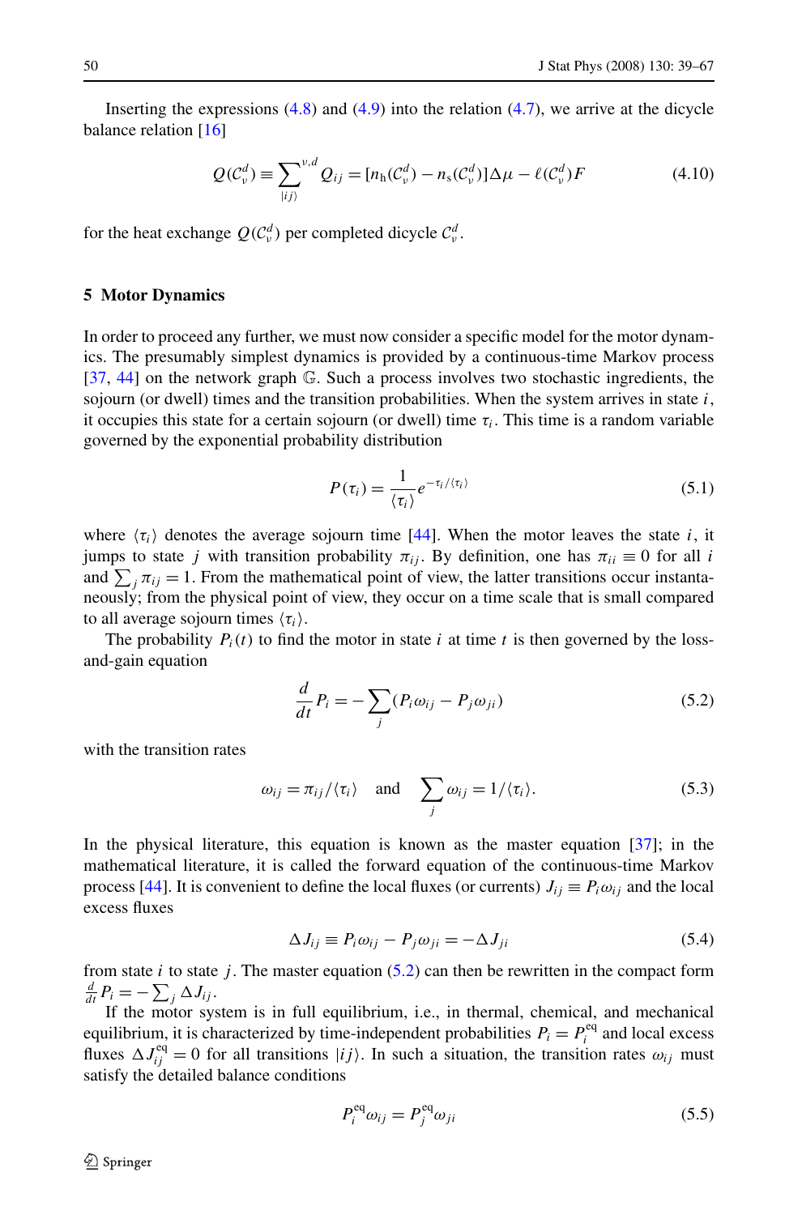Inserting the expressions (4.8) and (4.9) into the relation (4.7), we arrive at the dicycle balance relation [16]

$$Q(\mathcal{C}_\nu^d) \equiv \sum_{|ij\rangle}^{\nu,d} Q_{ij} = [n_{\mathrm{h}}(\mathcal{C}_\nu^d) - n_{\mathrm{s}}(\mathcal{C}_\nu^d)]\Delta\mu - \ell(\mathcal{C}_\nu^d)F \tag{4.10}$$

for the heat exchange $Q(\mathcal{C}_\nu^d)$ per completed dicycle $\mathcal{C}_\nu^d$.

## 5 Motor Dynamics

In order to proceed any further, we must now consider a specific model for the motor dynamics. The presumably simplest dynamics is provided by a continuous-time Markov process [37, 44] on the network graph $\mathbb{G}$. Such a process involves two stochastic ingredients, the sojourn (or dwell) times and the transition probabilities. When the system arrives in state $i$, it occupies this state for a certain sojourn (or dwell) time $\tau_i$. This time is a random variable governed by the exponential probability distribution

$$P(\tau_i) = \frac{1}{\langle \tau_i \rangle} e^{-\tau_i/\langle \tau_i \rangle} \tag{5.1}$$

where $\langle \tau_i \rangle$ denotes the average sojourn time [44]. When the motor leaves the state $i$, it jumps to state $j$ with transition probability $\pi_{ij}$. By definition, one has $\pi_{ii} \equiv 0$ for all $i$ and $\sum_j \pi_{ij} = 1$. From the mathematical point of view, the latter transitions occur instantaneously; from the physical point of view, they occur on a time scale that is small compared to all average sojourn times $\langle \tau_i \rangle$.

The probability $P_i(t)$ to find the motor in state $i$ at time $t$ is then governed by the loss-and-gain equation

$$\frac{d}{dt} P_i = -\sum_j (P_i \omega_{ij} - P_j \omega_{ji}) \tag{5.2}$$

with the transition rates

$$\omega_{ij} = \pi_{ij}/\langle \tau_i \rangle \quad \text{and} \quad \sum_j \omega_{ij} = 1/\langle \tau_i \rangle. \tag{5.3}$$

In the physical literature, this equation is known as the master equation [37]; in the mathematical literature, it is called the forward equation of the continuous-time Markov process [44]. It is convenient to define the local fluxes (or currents) $J_{ij} \equiv P_i \omega_{ij}$ and the local excess fluxes

$$\Delta J_{ij} \equiv P_i \omega_{ij} - P_j \omega_{ji} = -\Delta J_{ji} \tag{5.4}$$

from state $i$ to state $j$. The master equation (5.2) can then be rewritten in the compact form $\frac{d}{dt} P_i = -\sum_j \Delta J_{ij}$.

If the motor system is in full equilibrium, i.e., in thermal, chemical, and mechanical equilibrium, it is characterized by time-independent probabilities $P_i = P_i^{\mathrm{eq}}$ and local excess fluxes $\Delta J_{ij}^{\mathrm{eq}} = 0$ for all transitions $|ij\rangle$. In such a situation, the transition rates $\omega_{ij}$ must satisfy the detailed balance conditions

$$P_i^{\mathrm{eq}} \omega_{ij} = P_j^{\mathrm{eq}} \omega_{ji} \tag{5.5}$$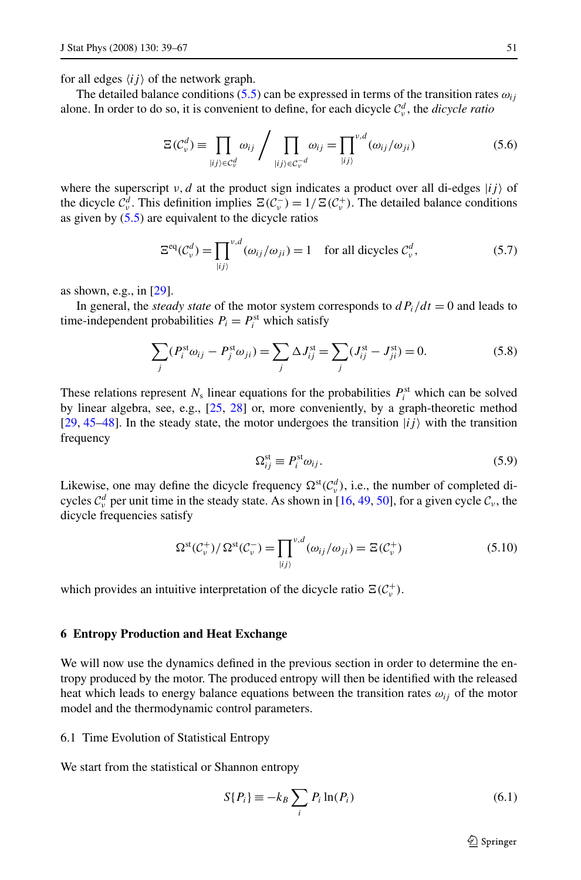for all edges $\langle ij\rangle$ of the network graph.

The detailed balance conditions (5.5) can be expressed in terms of the transition rates $\omega_{ij}$ alone. In order to do so, it is convenient to define, for each dicycle $\mathcal{C}_\nu^d$, the *dicycle ratio*

$$\Xi(\mathcal{C}_\nu^d) \equiv \prod_{|ij\rangle\in\mathcal{C}_\nu^d} \omega_{ij} \Bigg/ \prod_{|ij\rangle\in\mathcal{C}_\nu^{-d}} \omega_{ij} = \prod_{|ij\rangle}^{\nu,d} (\omega_{ij}/\omega_{ji}) \tag{5.6}$$

where the superscript $\nu, d$ at the product sign indicates a product over all di-edges $|ij\rangle$ of the dicycle $\mathcal{C}_\nu^d$. This definition implies $\Xi(\mathcal{C}_\nu^-) = 1/\Xi(\mathcal{C}_\nu^+)$. The detailed balance conditions as given by (5.5) are equivalent to the dicycle ratios

$$\Xi^{\mathrm{eq}}(\mathcal{C}_\nu^d) = \prod_{|ij\rangle}^{\nu,d} (\omega_{ij}/\omega_{ji}) = 1 \quad \text{for all dicycles } \mathcal{C}_\nu^d, \tag{5.7}$$

as shown, e.g., in [29].

In general, the *steady state* of the motor system corresponds to $dP_i/dt = 0$ and leads to time-independent probabilities $P_i = P_i^{\mathrm{st}}$ which satisfy

$$\sum_j (P_i^{\mathrm{st}}\omega_{ij} - P_j^{\mathrm{st}}\omega_{ji}) = \sum_j \Delta J_{ij}^{\mathrm{st}} = \sum_j (J_{ij}^{\mathrm{st}} - J_{ji}^{\mathrm{st}}) = 0. \tag{5.8}$$

These relations represent $N_{\mathrm{s}}$ linear equations for the probabilities $P_i^{\mathrm{st}}$ which can be solved by linear algebra, see, e.g., [25, 28] or, more conveniently, by a graph-theoretic method [29, 45–48]. In the steady state, the motor undergoes the transition $|ij\rangle$ with the transition frequency

$$\Omega_{ij}^{\mathrm{st}} \equiv P_i^{\mathrm{st}}\omega_{ij}. \tag{5.9}$$

Likewise, one may define the dicycle frequency $\Omega^{\mathrm{st}}(\mathcal{C}_\nu^d)$, i.e., the number of completed dicycles $\mathcal{C}_\nu^d$ per unit time in the steady state. As shown in [16, 49, 50], for a given cycle $\mathcal{C}_\nu$, the dicycle frequencies satisfy

$$\Omega^{\mathrm{st}}(\mathcal{C}_\nu^+)/\,\Omega^{\mathrm{st}}(\mathcal{C}_\nu^-) = \prod_{|ij\rangle}^{\nu,d} (\omega_{ij}/\omega_{ji}) = \Xi(\mathcal{C}_\nu^+) \tag{5.10}$$

which provides an intuitive interpretation of the dicycle ratio $\Xi(\mathcal{C}_\nu^+)$.

## 6 Entropy Production and Heat Exchange

We will now use the dynamics defined in the previous section in order to determine the entropy produced by the motor. The produced entropy will then be identified with the released heat which leads to energy balance equations between the transition rates $\omega_{ij}$ of the motor model and the thermodynamic control parameters.

### 6.1 Time Evolution of Statistical Entropy

We start from the statistical or Shannon entropy

$$S\{P_i\} \equiv -k_B \sum_i P_i \ln(P_i) \tag{6.1}$$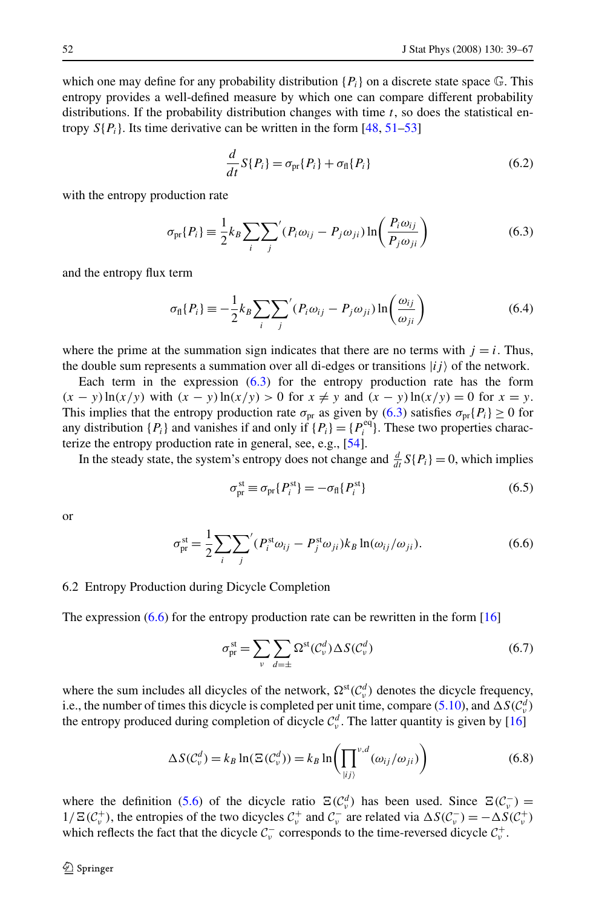which one may define for any probability distribution $\{P_i\}$ on a discrete state space $\mathbb{G}$. This entropy provides a well-defined measure by which one can compare different probability distributions. If the probability distribution changes with time $t$, so does the statistical entropy $S\{P_i\}$. Its time derivative can be written in the form [48, 51–53]

$$\frac{d}{dt}S\{P_i\} = \sigma_{\text{pr}}\{P_i\} + \sigma_{\text{fl}}\{P_i\} \tag{6.2}$$

with the entropy production rate

$$\sigma_{\text{pr}}\{P_i\} \equiv \frac{1}{2}k_B \sum_i {\sum_j}' (P_i\omega_{ij} - P_j\omega_{ji}) \ln\left(\frac{P_i\omega_{ij}}{P_j\omega_{ji}}\right) \tag{6.3}$$

and the entropy flux term

$$\sigma_{\text{fl}}\{P_i\} \equiv -\frac{1}{2}k_B \sum_i {\sum_j}' (P_i\omega_{ij} - P_j\omega_{ji}) \ln\left(\frac{\omega_{ij}}{\omega_{ji}}\right) \tag{6.4}$$

where the prime at the summation sign indicates that there are no terms with $j = i$. Thus, the double sum represents a summation over all di-edges or transitions $|ij\rangle$ of the network.

Each term in the expression (6.3) for the entropy production rate has the form $(x-y)\ln(x/y)$ with $(x-y)\ln(x/y) > 0$ for $x \neq y$ and $(x-y)\ln(x/y) = 0$ for $x = y$. This implies that the entropy production rate $\sigma_{\text{pr}}$ as given by (6.3) satisfies $\sigma_{\text{pr}}\{P_i\} \geq 0$ for any distribution $\{P_i\}$ and vanishes if and only if $\{P_i\} = \{P_i^{\text{eq}}\}$. These two properties characterize the entropy production rate in general, see, e.g., [54].

In the steady state, the system's entropy does not change and $\frac{d}{dt}S\{P_i\} = 0$, which implies

$$\sigma_{\text{pr}}^{\text{st}} \equiv \sigma_{\text{pr}}\{P_i^{\text{st}}\} = -\sigma_{\text{fl}}\{P_i^{\text{st}}\} \tag{6.5}$$

or

$$\sigma_{\text{pr}}^{\text{st}} = \frac{1}{2}\sum_i {\sum_j}' (P_i^{\text{st}}\omega_{ij} - P_j^{\text{st}}\omega_{ji}) k_B \ln(\omega_{ij}/\omega_{ji}). \tag{6.6}$$

## 6.2 Entropy Production during Dicycle Completion

The expression (6.6) for the entropy production rate can be rewritten in the form [16]

$$\sigma_{\text{pr}}^{\text{st}} = \sum_\nu \sum_{d=\pm} \Omega^{\text{st}}(\mathcal{C}_\nu^d)\Delta S(\mathcal{C}_\nu^d) \tag{6.7}$$

where the sum includes all dicycles of the network, $\Omega^{\text{st}}(\mathcal{C}_\nu^d)$ denotes the dicycle frequency, i.e., the number of times this dicycle is completed per unit time, compare (5.10), and $\Delta S(\mathcal{C}_\nu^d)$ the entropy produced during completion of dicycle $\mathcal{C}_\nu^d$. The latter quantity is given by [16]

$$\Delta S(\mathcal{C}_\nu^d) = k_B \ln(\Xi(\mathcal{C}_\nu^d)) = k_B \ln\left(\prod_{|ij\rangle}^{\nu,d}(\omega_{ij}/\omega_{ji})\right) \tag{6.8}$$

where the definition (5.6) of the dicycle ratio $\Xi(\mathcal{C}_\nu^d)$ has been used. Since $\Xi(\mathcal{C}_\nu^-) = 1/\Xi(\mathcal{C}_\nu^+)$, the entropies of the two dicycles $\mathcal{C}_\nu^+$ and $\mathcal{C}_\nu^-$ are related via $\Delta S(\mathcal{C}_\nu^-) = -\Delta S(\mathcal{C}_\nu^+)$ which reflects the fact that the dicycle $\mathcal{C}_\nu^-$ corresponds to the time-reversed dicycle $\mathcal{C}_\nu^+$.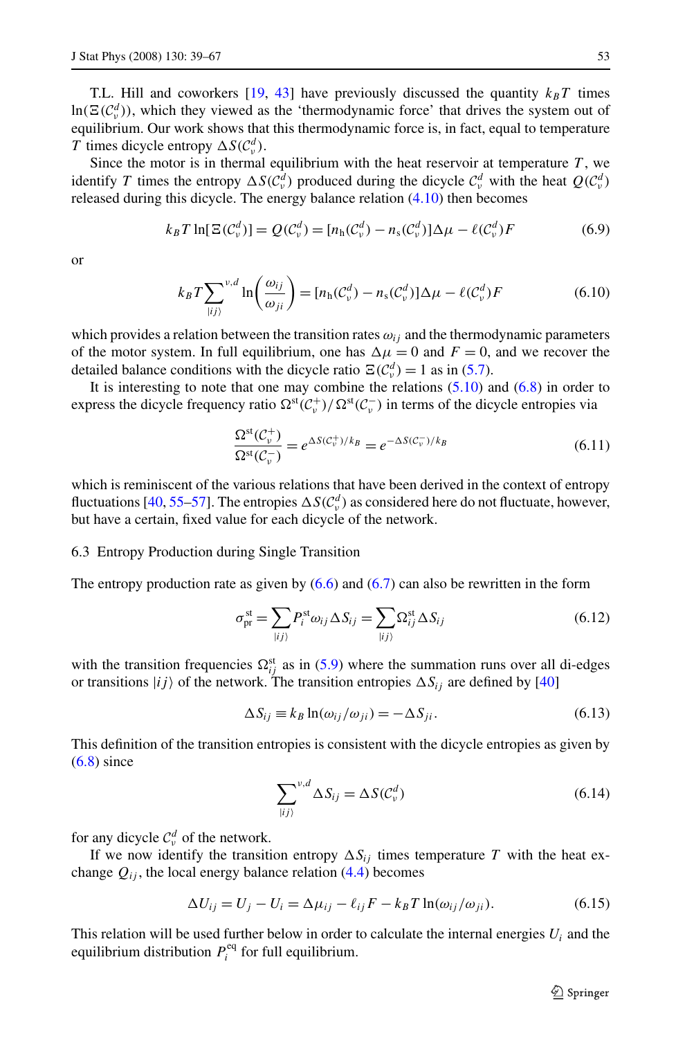T.L. Hill and coworkers [19, 43] have previously discussed the quantity $k_B T$ times $\ln(\Xi(\mathcal{C}_\nu^d))$, which they viewed as the 'thermodynamic force' that drives the system out of equilibrium. Our work shows that this thermodynamic force is, in fact, equal to temperature $T$ times dicycle entropy $\Delta S(\mathcal{C}_\nu^d)$.

Since the motor is in thermal equilibrium with the heat reservoir at temperature $T$, we identify $T$ times the entropy $\Delta S(\mathcal{C}_\nu^d)$ produced during the dicycle $\mathcal{C}_\nu^d$ with the heat $Q(\mathcal{C}_\nu^d)$ released during this dicycle. The energy balance relation (4.10) then becomes

$$k_B T \ln[\Xi(\mathcal{C}_\nu^d)] = Q(\mathcal{C}_\nu^d) = [n_\mathrm{h}(\mathcal{C}_\nu^d) - n_\mathrm{s}(\mathcal{C}_\nu^d)]\Delta\mu - \ell(\mathcal{C}_\nu^d)F \tag{6.9}$$

or

$$k_B T \sum_{|ij\rangle}^{\nu,d} \ln\left(\frac{\omega_{ij}}{\omega_{ji}}\right) = [n_\mathrm{h}(\mathcal{C}_\nu^d) - n_\mathrm{s}(\mathcal{C}_\nu^d)]\Delta\mu - \ell(\mathcal{C}_\nu^d)F \tag{6.10}$$

which provides a relation between the transition rates $\omega_{ij}$ and the thermodynamic parameters of the motor system. In full equilibrium, one has $\Delta\mu = 0$ and $F = 0$, and we recover the detailed balance conditions with the dicycle ratio $\Xi(\mathcal{C}_\nu^d) = 1$ as in (5.7).

It is interesting to note that one may combine the relations (5.10) and (6.8) in order to express the dicycle frequency ratio $\Omega^{\mathrm{st}}(\mathcal{C}_\nu^+)/\Omega^{\mathrm{st}}(\mathcal{C}_\nu^-)$ in terms of the dicycle entropies via

$$\frac{\Omega^{\mathrm{st}}(\mathcal{C}_\nu^+)}{\Omega^{\mathrm{st}}(\mathcal{C}_\nu^-)} = e^{\Delta S(\mathcal{C}_\nu^+)/k_B} = e^{-\Delta S(\mathcal{C}_\nu^-)/k_B} \tag{6.11}$$

which is reminiscent of the various relations that have been derived in the context of entropy fluctuations [40, 55–57]. The entropies $\Delta S(\mathcal{C}_\nu^d)$ as considered here do not fluctuate, however, but have a certain, fixed value for each dicycle of the network.

### 6.3 Entropy Production during Single Transition

The entropy production rate as given by (6.6) and (6.7) can also be rewritten in the form

$$\sigma_{\mathrm{pr}}^{\mathrm{st}} = \sum_{|ij\rangle} P_i^{\mathrm{st}} \omega_{ij} \Delta S_{ij} = \sum_{|ij\rangle} \Omega_{ij}^{\mathrm{st}} \Delta S_{ij} \tag{6.12}$$

with the transition frequencies $\Omega_{ij}^{\mathrm{st}}$ as in (5.9) where the summation runs over all di-edges or transitions $|ij\rangle$ of the network. The transition entropies $\Delta S_{ij}$ are defined by [40]

$$\Delta S_{ij} \equiv k_B \ln(\omega_{ij}/\omega_{ji}) = -\Delta S_{ji}. \tag{6.13}$$

This definition of the transition entropies is consistent with the dicycle entropies as given by (6.8) since

$$\sum_{|ij\rangle}^{\nu,d} \Delta S_{ij} = \Delta S(\mathcal{C}_\nu^d) \tag{6.14}$$

for any dicycle $\mathcal{C}_\nu^d$ of the network.

If we now identify the transition entropy $\Delta S_{ij}$ times temperature $T$ with the heat exchange $Q_{ij}$, the local energy balance relation (4.4) becomes

$$\Delta U_{ij} = U_j - U_i = \Delta\mu_{ij} - \ell_{ij}F - k_B T \ln(\omega_{ij}/\omega_{ji}). \tag{6.15}$$

This relation will be used further below in order to calculate the internal energies $U_i$ and the equilibrium distribution $P_i^{\mathrm{eq}}$ for full equilibrium.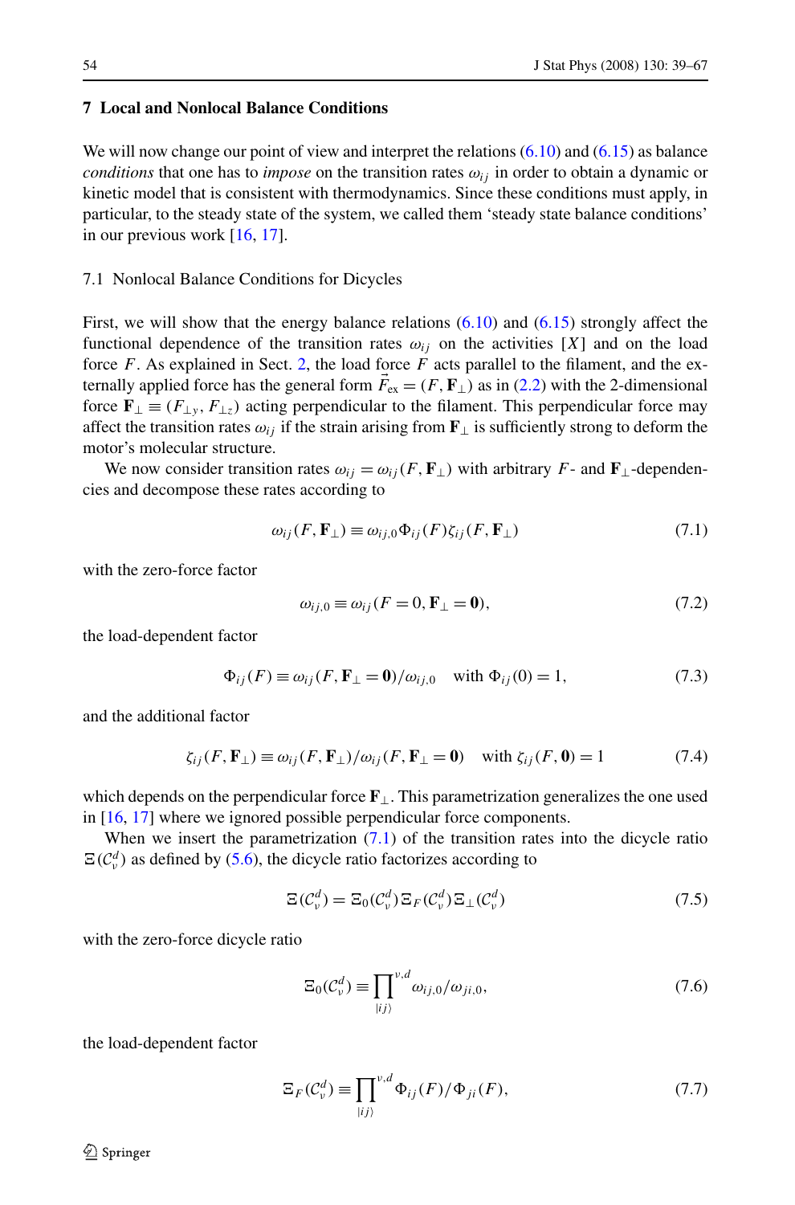## 7 Local and Nonlocal Balance Conditions

We will now change our point of view and interpret the relations (6.10) and (6.15) as balance *conditions* that one has to *impose* on the transition rates $\omega_{ij}$ in order to obtain a dynamic or kinetic model that is consistent with thermodynamics. Since these conditions must apply, in particular, to the steady state of the system, we called them 'steady state balance conditions' in our previous work [16, 17].

### 7.1 Nonlocal Balance Conditions for Dicycles

First, we will show that the energy balance relations (6.10) and (6.15) strongly affect the functional dependence of the transition rates $\omega_{ij}$ on the activities $[X]$ and on the load force $F$. As explained in Sect. 2, the load force $F$ acts parallel to the filament, and the externally applied force has the general form $\vec{F}_{\text{ex}} = (F, \mathbf{F}_\perp)$ as in (2.2) with the 2-dimensional force $\mathbf{F}_\perp \equiv (F_{\perp y}, F_{\perp z})$ acting perpendicular to the filament. This perpendicular force may affect the transition rates $\omega_{ij}$ if the strain arising from $\mathbf{F}_\perp$ is sufficiently strong to deform the motor's molecular structure.

We now consider transition rates $\omega_{ij} = \omega_{ij}(F, \mathbf{F}_\perp)$ with arbitrary $F$- and $\mathbf{F}_\perp$-dependencies and decompose these rates according to

$$\omega_{ij}(F, \mathbf{F}_\perp) \equiv \omega_{ij,0} \Phi_{ij}(F) \zeta_{ij}(F, \mathbf{F}_\perp) \tag{7.1}$$

with the zero-force factor

$$\omega_{ij,0} \equiv \omega_{ij}(F = 0, \mathbf{F}_\perp = \mathbf{0}), \tag{7.2}$$

the load-dependent factor

$$\Phi_{ij}(F) \equiv \omega_{ij}(F, \mathbf{F}_\perp = \mathbf{0})/\omega_{ij,0} \quad \text{with } \Phi_{ij}(0) = 1, \tag{7.3}$$

and the additional factor

$$\zeta_{ij}(F, \mathbf{F}_\perp) \equiv \omega_{ij}(F, \mathbf{F}_\perp)/\omega_{ij}(F, \mathbf{F}_\perp = \mathbf{0}) \quad \text{with } \zeta_{ij}(F, \mathbf{0}) = 1 \tag{7.4}$$

which depends on the perpendicular force $\mathbf{F}_\perp$. This parametrization generalizes the one used in [16, 17] where we ignored possible perpendicular force components.

When we insert the parametrization (7.1) of the transition rates into the dicycle ratio $\Xi(\mathcal{C}^d_\nu)$ as defined by (5.6), the dicycle ratio factorizes according to

$$\Xi(\mathcal{C}^d_\nu) = \Xi_0(\mathcal{C}^d_\nu)\,\Xi_F(\mathcal{C}^d_\nu)\,\Xi_\perp(\mathcal{C}^d_\nu) \tag{7.5}$$

with the zero-force dicycle ratio

$$\Xi_0(\mathcal{C}^d_\nu) \equiv \prod_{|ij\rangle}^{\nu,d} \omega_{ij,0}/\omega_{ji,0}, \tag{7.6}$$

the load-dependent factor

$$\Xi_F(\mathcal{C}^d_\nu) \equiv \prod_{|ij\rangle}^{\nu,d} \Phi_{ij}(F)/\Phi_{ji}(F), \tag{7.7}$$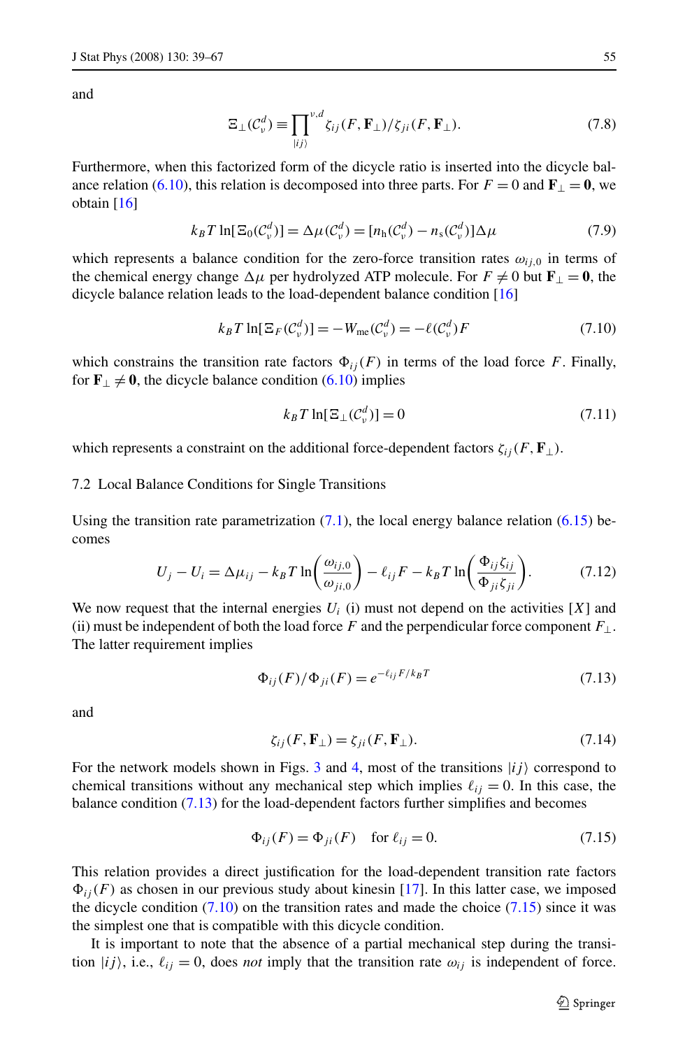and

$$\Xi_{\perp}(\mathcal{C}_{\nu}^{d}) \equiv \prod_{|ij\rangle}^{\nu,d} \zeta_{ij}(F,\mathbf{F}_{\perp})/\zeta_{ji}(F,\mathbf{F}_{\perp}). \tag{7.8}$$

Furthermore, when this factorized form of the dicycle ratio is inserted into the dicycle balance relation (6.10), this relation is decomposed into three parts. For $F=0$ and $\mathbf{F}_{\perp}=\mathbf{0}$, we obtain [16]

$$k_B T \ln[\Xi_0(\mathcal{C}_{\nu}^{d})] = \Delta\mu(\mathcal{C}_{\nu}^{d}) = [n_{\mathrm{h}}(\mathcal{C}_{\nu}^{d}) - n_{\mathrm{s}}(\mathcal{C}_{\nu}^{d})]\Delta\mu \tag{7.9}$$

which represents a balance condition for the zero-force transition rates $\omega_{ij,0}$ in terms of the chemical energy change $\Delta\mu$ per hydrolyzed ATP molecule. For $F \neq 0$ but $\mathbf{F}_{\perp}=\mathbf{0}$, the dicycle balance relation leads to the load-dependent balance condition [16]

$$k_B T \ln[\Xi_F(\mathcal{C}_{\nu}^{d})] = -W_{\mathrm{me}}(\mathcal{C}_{\nu}^{d}) = -\ell(\mathcal{C}_{\nu}^{d})F \tag{7.10}$$

which constrains the transition rate factors $\Phi_{ij}(F)$ in terms of the load force $F$. Finally, for $\mathbf{F}_{\perp} \neq \mathbf{0}$, the dicycle balance condition (6.10) implies

$$k_B T \ln[\Xi_{\perp}(\mathcal{C}_{\nu}^{d})] = 0 \tag{7.11}$$

which represents a constraint on the additional force-dependent factors $\zeta_{ij}(F,\mathbf{F}_{\perp})$.

### 7.2 Local Balance Conditions for Single Transitions

Using the transition rate parametrization (7.1), the local energy balance relation (6.15) becomes

$$U_j - U_i = \Delta\mu_{ij} - k_B T \ln\left(\frac{\omega_{ij,0}}{\omega_{ji,0}}\right) - \ell_{ij}F - k_B T \ln\left(\frac{\Phi_{ij}\zeta_{ij}}{\Phi_{ji}\zeta_{ji}}\right). \tag{7.12}$$

We now request that the internal energies $U_i$ (i) must not depend on the activities $[X]$ and (ii) must be independent of both the load force $F$ and the perpendicular force component $F_{\perp}$. The latter requirement implies

$$\Phi_{ij}(F)/\Phi_{ji}(F) = e^{-\ell_{ij}F/k_B T} \tag{7.13}$$

and

$$\zeta_{ij}(F,\mathbf{F}_{\perp}) = \zeta_{ji}(F,\mathbf{F}_{\perp}). \tag{7.14}$$

For the network models shown in Figs. 3 and 4, most of the transitions $|ij\rangle$ correspond to chemical transitions without any mechanical step which implies $\ell_{ij}=0$. In this case, the balance condition (7.13) for the load-dependent factors further simplifies and becomes

$$\Phi_{ij}(F) = \Phi_{ji}(F) \quad \text{for } \ell_{ij}=0. \tag{7.15}$$

This relation provides a direct justification for the load-dependent transition rate factors $\Phi_{ij}(F)$ as chosen in our previous study about kinesin [17]. In this latter case, we imposed the dicycle condition (7.10) on the transition rates and made the choice (7.15) since it was the simplest one that is compatible with this dicycle condition.

It is important to note that the absence of a partial mechanical step during the transition $|ij\rangle$, i.e., $\ell_{ij}=0$, does *not* imply that the transition rate $\omega_{ij}$ is independent of force.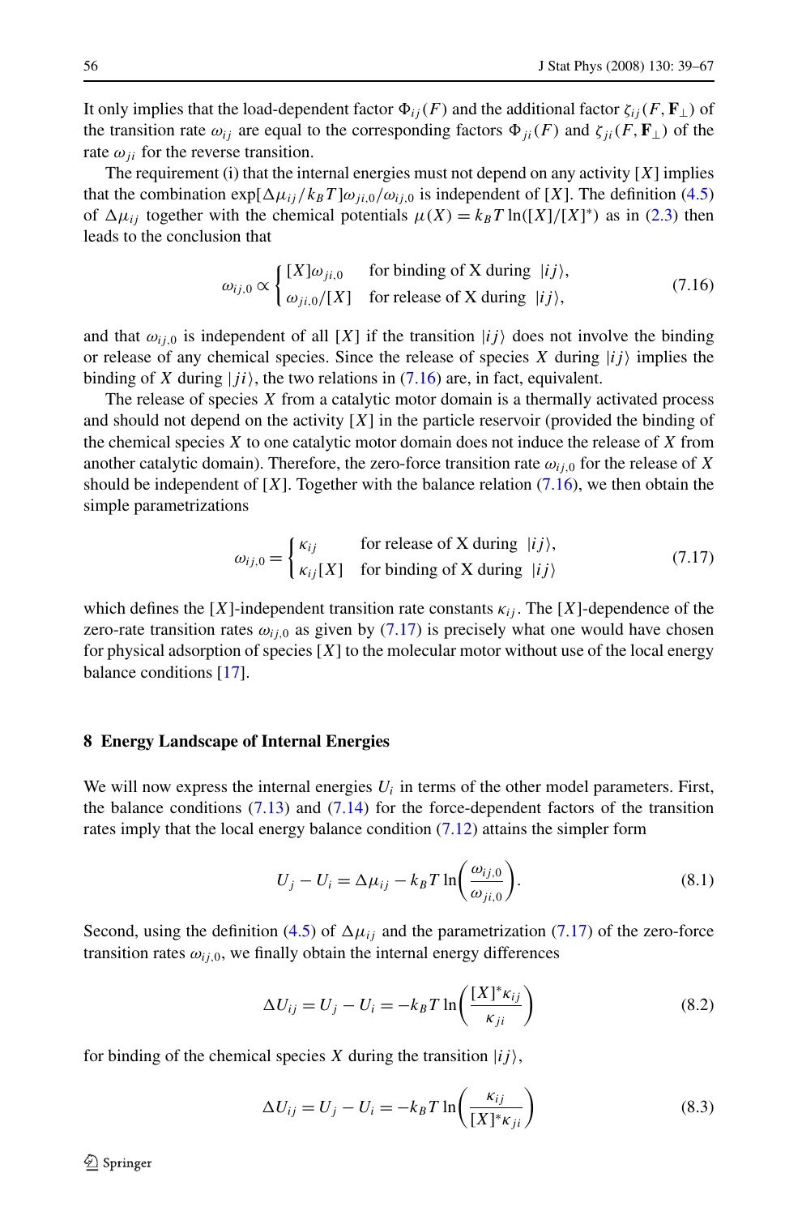It only implies that the load-dependent factor $\Phi_{ij}(F)$ and the additional factor $\zeta_{ij}(F, \mathbf{F}_\perp)$ of the transition rate $\omega_{ij}$ are equal to the corresponding factors $\Phi_{ji}(F)$ and $\zeta_{ji}(F, \mathbf{F}_\perp)$ of the rate $\omega_{ji}$ for the reverse transition.

The requirement (i) that the internal energies must not depend on any activity $[X]$ implies that the combination $\exp[\Delta\mu_{ij}/k_B T]\omega_{ji,0}/\omega_{ij,0}$ is independent of $[X]$. The definition (4.5) of $\Delta\mu_{ij}$ together with the chemical potentials $\mu(X) = k_B T \ln([X]/[X]^*)$ as in (2.3) then leads to the conclusion that

$$\omega_{ij,0} \propto \begin{cases} [X]\omega_{ji,0} & \text{for binding of X during } \ |ij\rangle, \\ \omega_{ji,0}/[X] & \text{for release of X during } \ |ij\rangle, \end{cases} \tag{7.16}$$

and that $\omega_{ij,0}$ is independent of all $[X]$ if the transition $|ij\rangle$ does not involve the binding or release of any chemical species. Since the release of species $X$ during $|ij\rangle$ implies the binding of $X$ during $|ji\rangle$, the two relations in (7.16) are, in fact, equivalent.

The release of species $X$ from a catalytic motor domain is a thermally activated process and should not depend on the activity $[X]$ in the particle reservoir (provided the binding of the chemical species $X$ to one catalytic motor domain does not induce the release of $X$ from another catalytic domain). Therefore, the zero-force transition rate $\omega_{ij,0}$ for the release of $X$ should be independent of $[X]$. Together with the balance relation (7.16), we then obtain the simple parametrizations

$$\omega_{ij,0} = \begin{cases} \kappa_{ij} & \text{for release of X during } \ |ij\rangle, \\ \kappa_{ij}[X] & \text{for binding of X during } \ |ij\rangle \end{cases} \tag{7.17}$$

which defines the $[X]$-independent transition rate constants $\kappa_{ij}$. The $[X]$-dependence of the zero-rate transition rates $\omega_{ij,0}$ as given by (7.17) is precisely what one would have chosen for physical adsorption of species $[X]$ to the molecular motor without use of the local energy balance conditions [17].

## 8 Energy Landscape of Internal Energies

We will now express the internal energies $U_i$ in terms of the other model parameters. First, the balance conditions (7.13) and (7.14) for the force-dependent factors of the transition rates imply that the local energy balance condition (7.12) attains the simpler form

$$U_j - U_i = \Delta\mu_{ij} - k_B T \ln\left(\frac{\omega_{ij,0}}{\omega_{ji,0}}\right). \tag{8.1}$$

Second, using the definition (4.5) of $\Delta\mu_{ij}$ and the parametrization (7.17) of the zero-force transition rates $\omega_{ij,0}$, we finally obtain the internal energy differences

$$\Delta U_{ij} = U_j - U_i = -k_B T \ln\left(\frac{[X]^*\kappa_{ij}}{\kappa_{ji}}\right) \tag{8.2}$$

for binding of the chemical species $X$ during the transition $|ij\rangle$,

$$\Delta U_{ij} = U_j - U_i = -k_B T \ln\left(\frac{\kappa_{ij}}{[X]^*\kappa_{ji}}\right) \tag{8.3}$$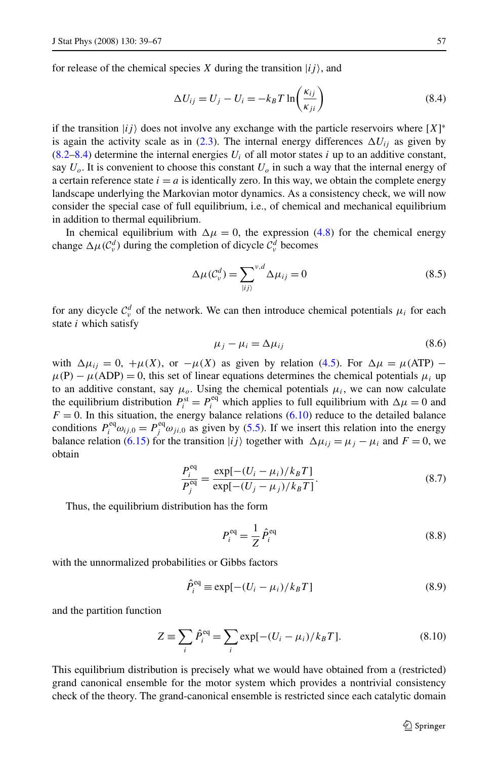for release of the chemical species $X$ during the transition $|ij\rangle$, and

$$\Delta U_{ij} = U_j - U_i = -k_B T \ln\left(\frac{\kappa_{ij}}{\kappa_{ji}}\right) \tag{8.4}$$

if the transition $|ij\rangle$ does not involve any exchange with the particle reservoirs where $[X]^*$ is again the activity scale as in (2.3). The internal energy differences $\Delta U_{ij}$ as given by (8.2–8.4) determine the internal energies $U_i$ of all motor states $i$ up to an additive constant, say $U_o$. It is convenient to choose this constant $U_o$ in such a way that the internal energy of a certain reference state $i = a$ is identically zero. In this way, we obtain the complete energy landscape underlying the Markovian motor dynamics. As a consistency check, we will now consider the special case of full equilibrium, i.e., of chemical and mechanical equilibrium in addition to thermal equilibrium.

In chemical equilibrium with $\Delta\mu = 0$, the expression (4.8) for the chemical energy change $\Delta\mu(\mathcal{C}_\nu^d)$ during the completion of dicycle $\mathcal{C}_\nu^d$ becomes

$$\Delta\mu(\mathcal{C}_\nu^d) = \sum_{|ij\rangle}^{\nu,d} \Delta\mu_{ij} = 0 \tag{8.5}$$

for any dicycle $\mathcal{C}_\nu^d$ of the network. We can then introduce chemical potentials $\mu_i$ for each state $i$ which satisfy

$$\mu_j - \mu_i = \Delta\mu_{ij} \tag{8.6}$$

with $\Delta\mu_{ij} = 0$, $+\mu(X)$, or $-\mu(X)$ as given by relation (4.5). For $\Delta\mu = \mu(\text{ATP}) - \mu(\text{P}) - \mu(\text{ADP}) = 0$, this set of linear equations determines the chemical potentials $\mu_i$ up to an additive constant, say $\mu_o$. Using the chemical potentials $\mu_i$, we can now calculate the equilibrium distribution $P_i^{\text{st}} = P_i^{\text{eq}}$ which applies to full equilibrium with $\Delta\mu = 0$ and $F = 0$. In this situation, the energy balance relations (6.10) reduce to the detailed balance conditions $P_i^{\text{eq}}\omega_{ij,0} = P_j^{\text{eq}}\omega_{ji,0}$ as given by (5.5). If we insert this relation into the energy balance relation (6.15) for the transition $|ij\rangle$ together with $\Delta\mu_{ij} = \mu_j - \mu_i$ and $F = 0$, we obtain

$$\frac{P_i^{\text{eq}}}{P_j^{\text{eq}}} = \frac{\exp[-(U_i - \mu_i)/k_B T]}{\exp[-(U_j - \mu_j)/k_B T]}. \tag{8.7}$$

Thus, the equilibrium distribution has the form

$$P_i^{\text{eq}} = \frac{1}{Z}\hat{P}_i^{\text{eq}} \tag{8.8}$$

with the unnormalized probabilities or Gibbs factors

$$\hat{P}_i^{\text{eq}} \equiv \exp[-(U_i - \mu_i)/k_B T] \tag{8.9}$$

and the partition function

$$Z \equiv \sum_i \hat{P}_i^{\text{eq}} = \sum_i \exp[-(U_i - \mu_i)/k_B T]. \tag{8.10}$$

This equilibrium distribution is precisely what we would have obtained from a (restricted) grand canonical ensemble for the motor system which provides a nontrivial consistency check of the theory. The grand-canonical ensemble is restricted since each catalytic domain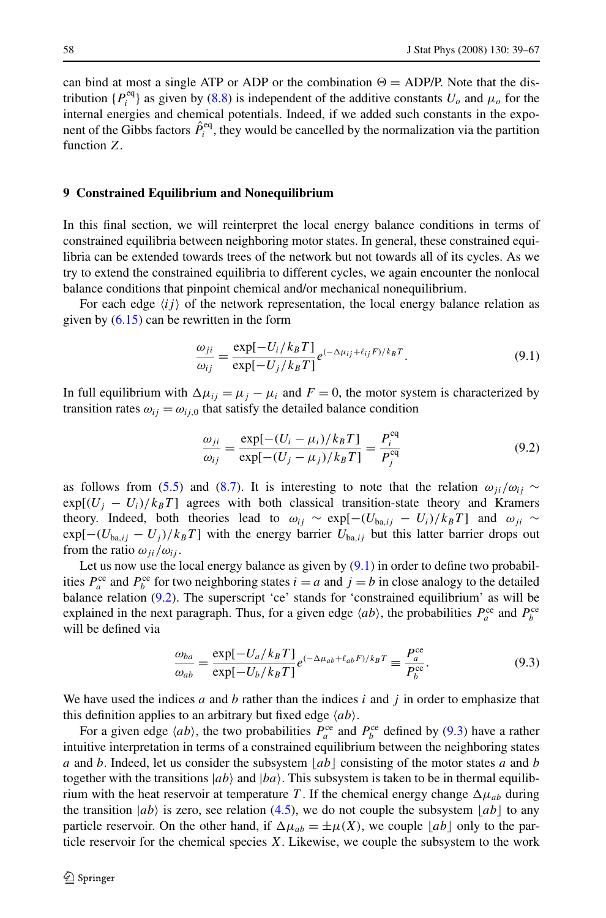can bind at most a single ATP or ADP or the combination $\Theta =$ ADP/P. Note that the distribution $\{P_i^{\text{eq}}\}$ as given by (8.8) is independent of the additive constants $U_o$ and $\mu_o$ for the internal energies and chemical potentials. Indeed, if we added such constants in the exponent of the Gibbs factors $\hat{P}_i^{\text{eq}}$, they would be cancelled by the normalization via the partition function $Z$.

## 9 Constrained Equilibrium and Nonequilibrium

In this final section, we will reinterpret the local energy balance conditions in terms of constrained equilibria between neighboring motor states. In general, these constrained equilibria can be extended towards trees of the network but not towards all of its cycles. As we try to extend the constrained equilibria to different cycles, we again encounter the nonlocal balance conditions that pinpoint chemical and/or mechanical nonequilibrium.

For each edge $\langle ij \rangle$ of the network representation, the local energy balance relation as given by (6.15) can be rewritten in the form

$$\frac{\omega_{ji}}{\omega_{ij}} = \frac{\exp[-U_i/k_B T]}{\exp[-U_j/k_B T]} e^{(-\Delta\mu_{ij} + \ell_{ij} F)/k_B T}. \tag{9.1}$$

In full equilibrium with $\Delta\mu_{ij} = \mu_j - \mu_i$ and $F = 0$, the motor system is characterized by transition rates $\omega_{ij} = \omega_{ij,0}$ that satisfy the detailed balance condition

$$\frac{\omega_{ji}}{\omega_{ij}} = \frac{\exp[-(U_i - \mu_i)/k_B T]}{\exp[-(U_j - \mu_j)/k_B T]} = \frac{P_i^{\text{eq}}}{P_j^{\text{eq}}} \tag{9.2}$$

as follows from (5.5) and (8.7). It is interesting to note that the relation $\omega_{ji}/\omega_{ij} \sim \exp[(U_j - U_i)/k_B T]$ agrees with both classical transition-state theory and Kramers theory. Indeed, both theories lead to $\omega_{ij} \sim \exp[-(U_{\text{ba},ij} - U_i)/k_B T]$ and $\omega_{ji} \sim \exp[-(U_{\text{ba},ij} - U_j)/k_B T]$ with the energy barrier $U_{\text{ba},ij}$ but this latter barrier drops out from the ratio $\omega_{ji}/\omega_{ij}$.

Let us now use the local energy balance as given by (9.1) in order to define two probabilities $P_a^{\text{ce}}$ and $P_b^{\text{ce}}$ for two neighboring states $i = a$ and $j = b$ in close analogy to the detailed balance relation (9.2). The superscript 'ce' stands for 'constrained equilibrium' as will be explained in the next paragraph. Thus, for a given edge $\langle ab \rangle$, the probabilities $P_a^{\text{ce}}$ and $P_b^{\text{ce}}$ will be defined via

$$\frac{\omega_{ba}}{\omega_{ab}} = \frac{\exp[-U_a/k_B T]}{\exp[-U_b/k_B T]} e^{(-\Delta\mu_{ab} + \ell_{ab} F)/k_B T} \equiv \frac{P_a^{\text{ce}}}{P_b^{\text{ce}}}. \tag{9.3}$$

We have used the indices $a$ and $b$ rather than the indices $i$ and $j$ in order to emphasize that this definition applies to an arbitrary but fixed edge $\langle ab \rangle$.

For a given edge $\langle ab \rangle$, the two probabilities $P_a^{\text{ce}}$ and $P_b^{\text{ce}}$ defined by (9.3) have a rather intuitive interpretation in terms of a constrained equilibrium between the neighboring states $a$ and $b$. Indeed, let us consider the subsystem $\lfloor ab \rfloor$ consisting of the motor states $a$ and $b$ together with the transitions $|ab\rangle$ and $|ba\rangle$. This subsystem is taken to be in thermal equilibrium with the heat reservoir at temperature $T$. If the chemical energy change $\Delta\mu_{ab}$ during the transition $|ab\rangle$ is zero, see relation (4.5), we do not couple the subsystem $\lfloor ab \rfloor$ to any particle reservoir. On the other hand, if $\Delta\mu_{ab} = \pm\mu(X)$, we couple $\lfloor ab \rfloor$ only to the particle reservoir for the chemical species $X$. Likewise, we couple the subsystem to the work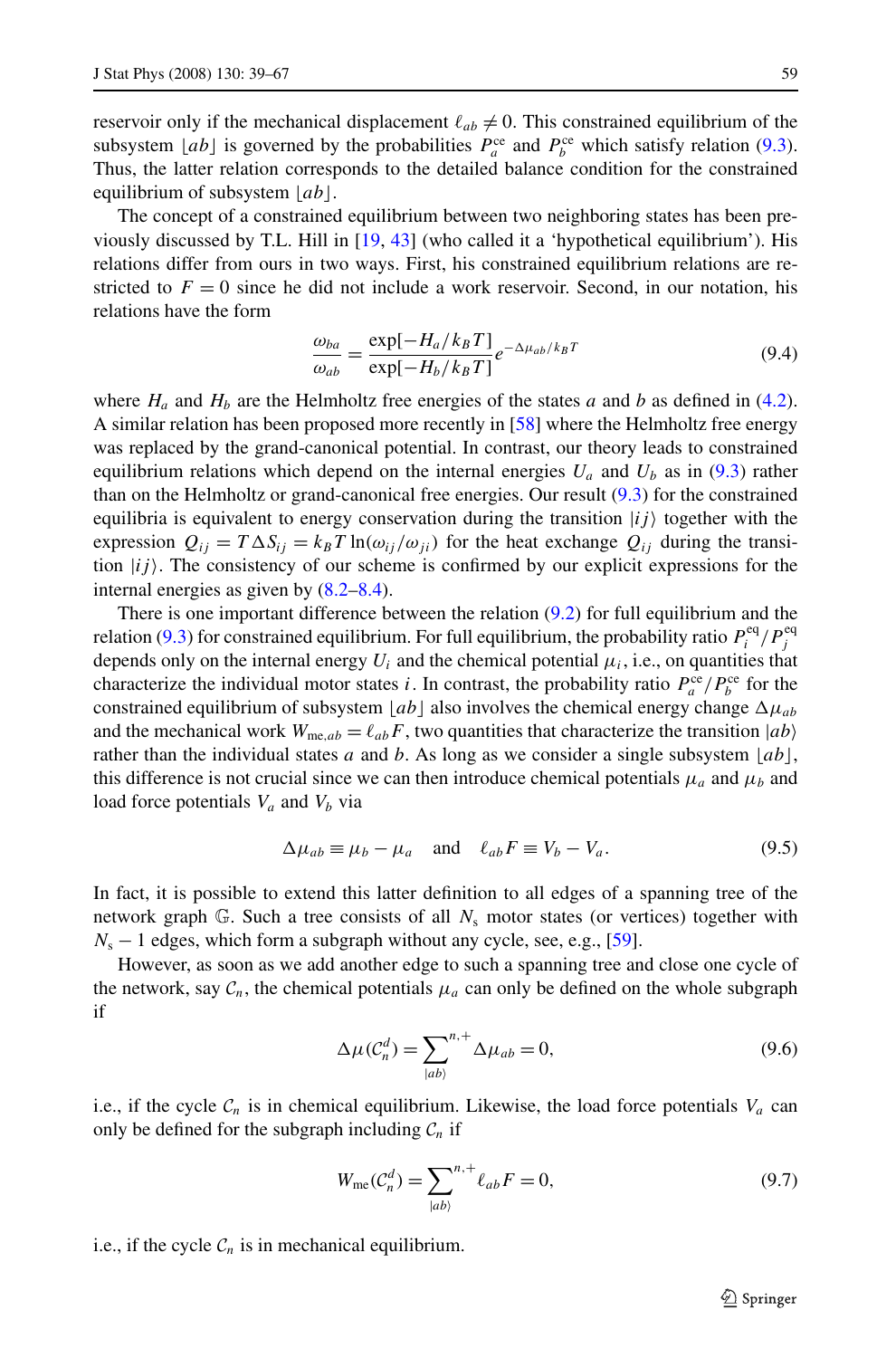reservoir only if the mechanical displacement $\ell_{ab} \neq 0$. This constrained equilibrium of the subsystem $\lfloor ab \rfloor$ is governed by the probabilities $P_a^{\text{ce}}$ and $P_b^{\text{ce}}$ which satisfy relation (9.3). Thus, the latter relation corresponds to the detailed balance condition for the constrained equilibrium of subsystem $\lfloor ab \rfloor$.

The concept of a constrained equilibrium between two neighboring states has been previously discussed by T.L. Hill in [19, 43] (who called it a 'hypothetical equilibrium'). His relations differ from ours in two ways. First, his constrained equilibrium relations are restricted to $F = 0$ since he did not include a work reservoir. Second, in our notation, his relations have the form

$$\frac{\omega_{ba}}{\omega_{ab}} = \frac{\exp[-H_a/k_B T]}{\exp[-H_b/k_B T]} e^{-\Delta\mu_{ab}/k_B T} \tag{9.4}$$

where $H_a$ and $H_b$ are the Helmholtz free energies of the states $a$ and $b$ as defined in (4.2). A similar relation has been proposed more recently in [58] where the Helmholtz free energy was replaced by the grand-canonical potential. In contrast, our theory leads to constrained equilibrium relations which depend on the internal energies $U_a$ and $U_b$ as in (9.3) rather than on the Helmholtz or grand-canonical free energies. Our result (9.3) for the constrained equilibria is equivalent to energy conservation during the transition $|ij\rangle$ together with the expression $Q_{ij} = T\Delta S_{ij} = k_B T \ln(\omega_{ij}/\omega_{ji})$ for the heat exchange $Q_{ij}$ during the transition $|ij\rangle$. The consistency of our scheme is confirmed by our explicit expressions for the internal energies as given by (8.2–8.4).

There is one important difference between the relation (9.2) for full equilibrium and the relation (9.3) for constrained equilibrium. For full equilibrium, the probability ratio $P_i^{\text{eq}}/P_j^{\text{eq}}$ depends only on the internal energy $U_i$ and the chemical potential $\mu_i$, i.e., on quantities that characterize the individual motor states $i$. In contrast, the probability ratio $P_a^{\text{ce}}/P_b^{\text{ce}}$ for the constrained equilibrium of subsystem $\lfloor ab \rfloor$ also involves the chemical energy change $\Delta\mu_{ab}$ and the mechanical work $W_{\text{me},ab} = \ell_{ab} F$, two quantities that characterize the transition $|ab\rangle$ rather than the individual states $a$ and $b$. As long as we consider a single subsystem $\lfloor ab \rfloor$, this difference is not crucial since we can then introduce chemical potentials $\mu_a$ and $\mu_b$ and load force potentials $V_a$ and $V_b$ via

$$\Delta\mu_{ab} \equiv \mu_b - \mu_a \quad \text{and} \quad \ell_{ab} F \equiv V_b - V_a. \tag{9.5}$$

In fact, it is possible to extend this latter definition to all edges of a spanning tree of the network graph $\mathbb{G}$. Such a tree consists of all $N_s$ motor states (or vertices) together with $N_s - 1$ edges, which form a subgraph without any cycle, see, e.g., [59].

However, as soon as we add another edge to such a spanning tree and close one cycle of the network, say $\mathcal{C}_n$, the chemical potentials $\mu_a$ can only be defined on the whole subgraph if

$$\Delta\mu(\mathcal{C}_n^d) = \sum_{|ab\rangle}^{n,+} \Delta\mu_{ab} = 0, \tag{9.6}$$

i.e., if the cycle $\mathcal{C}_n$ is in chemical equilibrium. Likewise, the load force potentials $V_a$ can only be defined for the subgraph including $\mathcal{C}_n$ if

$$W_{\text{me}}(\mathcal{C}_n^d) = \sum_{|ab\rangle}^{n,+} \ell_{ab} F = 0, \tag{9.7}$$

i.e., if the cycle $\mathcal{C}_n$ is in mechanical equilibrium.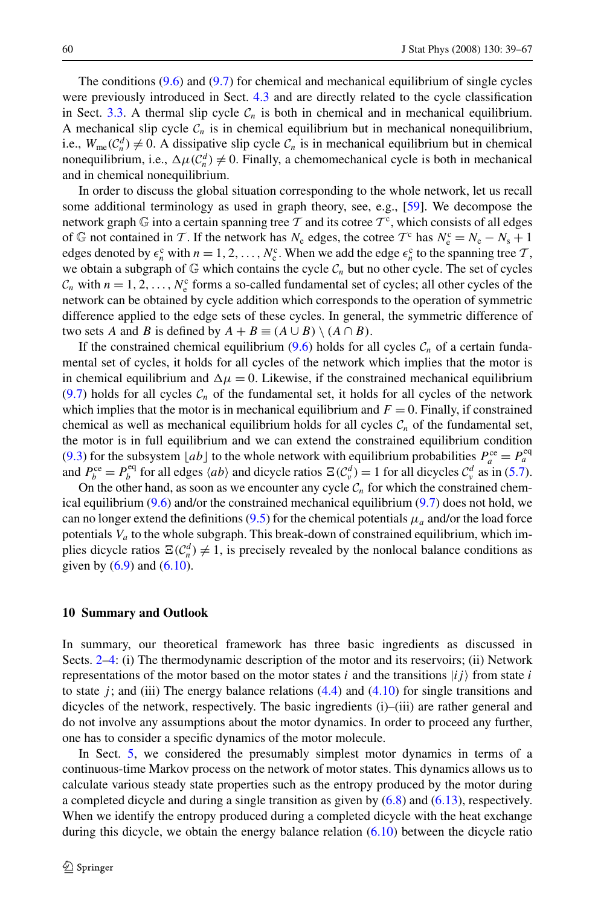The conditions (9.6) and (9.7) for chemical and mechanical equilibrium of single cycles were previously introduced in Sect. 4.3 and are directly related to the cycle classification in Sect. 3.3. A thermal slip cycle $\mathcal{C}_n$ is both in chemical and in mechanical equilibrium. A mechanical slip cycle $\mathcal{C}_n$ is in chemical equilibrium but in mechanical nonequilibrium, i.e., $W_{\mathrm{me}}(\mathcal{C}_n^d) \neq 0$. A dissipative slip cycle $\mathcal{C}_n$ is in mechanical equilibrium but in chemical nonequilibrium, i.e., $\Delta\mu(\mathcal{C}_n^d) \neq 0$. Finally, a chemomechanical cycle is both in mechanical and in chemical nonequilibrium.

In order to discuss the global situation corresponding to the whole network, let us recall some additional terminology as used in graph theory, see, e.g., [59]. We decompose the network graph $\mathbb{G}$ into a certain spanning tree $\mathcal{T}$ and its cotree $\mathcal{T}^{\mathrm{c}}$, which consists of all edges of $\mathbb{G}$ not contained in $\mathcal{T}$. If the network has $N_{\mathrm{e}}$ edges, the cotree $\mathcal{T}^{\mathrm{c}}$ has $N_{\mathrm{e}}^{\mathrm{c}} = N_{\mathrm{e}} - N_{\mathrm{s}} + 1$ edges denoted by $\epsilon_n^{\mathrm{c}}$ with $n = 1, 2, \ldots, N_{\mathrm{e}}^{\mathrm{c}}$. When we add the edge $\epsilon_n^{\mathrm{c}}$ to the spanning tree $\mathcal{T}$, we obtain a subgraph of $\mathbb{G}$ which contains the cycle $\mathcal{C}_n$ but no other cycle. The set of cycles $\mathcal{C}_n$ with $n = 1, 2, \ldots, N_{\mathrm{e}}^{\mathrm{c}}$ forms a so-called fundamental set of cycles; all other cycles of the network can be obtained by cycle addition which corresponds to the operation of symmetric difference applied to the edge sets of these cycles. In general, the symmetric difference of two sets $A$ and $B$ is defined by $A + B \equiv (A \cup B) \setminus (A \cap B)$.

If the constrained chemical equilibrium (9.6) holds for all cycles $\mathcal{C}_n$ of a certain fundamental set of cycles, it holds for all cycles of the network which implies that the motor is in chemical equilibrium and $\Delta\mu = 0$. Likewise, if the constrained mechanical equilibrium (9.7) holds for all cycles $\mathcal{C}_n$ of the fundamental set, it holds for all cycles of the network which implies that the motor is in mechanical equilibrium and $F = 0$. Finally, if constrained chemical as well as mechanical equilibrium holds for all cycles $\mathcal{C}_n$ of the fundamental set, the motor is in full equilibrium and we can extend the constrained equilibrium condition (9.3) for the subsystem $\lfloor ab \rfloor$ to the whole network with equilibrium probabilities $P_a^{\mathrm{ce}} = P_a^{\mathrm{eq}}$ and $P_b^{\mathrm{ce}} = P_b^{\mathrm{eq}}$ for all edges $\langle ab \rangle$ and dicycle ratios $\Xi(\mathcal{C}_\nu^d) = 1$ for all dicycles $\mathcal{C}_\nu^d$ as in (5.7).

On the other hand, as soon as we encounter any cycle $\mathcal{C}_n$ for which the constrained chemical equilibrium (9.6) and/or the constrained mechanical equilibrium (9.7) does not hold, we can no longer extend the definitions (9.5) for the chemical potentials $\mu_a$ and/or the load force potentials $V_a$ to the whole subgraph. This break-down of constrained equilibrium, which implies dicycle ratios $\Xi(\mathcal{C}_n^d) \neq 1$, is precisely revealed by the nonlocal balance conditions as given by (6.9) and (6.10).

## 10 Summary and Outlook

In summary, our theoretical framework has three basic ingredients as discussed in Sects. 2–4: (i) The thermodynamic description of the motor and its reservoirs; (ii) Network representations of the motor based on the motor states $i$ and the transitions $|ij\rangle$ from state $i$ to state $j$; and (iii) The energy balance relations (4.4) and (4.10) for single transitions and dicycles of the network, respectively. The basic ingredients (i)–(iii) are rather general and do not involve any assumptions about the motor dynamics. In order to proceed any further, one has to consider a specific dynamics of the motor molecule.

In Sect. 5, we considered the presumably simplest motor dynamics in terms of a continuous-time Markov process on the network of motor states. This dynamics allows us to calculate various steady state properties such as the entropy produced by the motor during a completed dicycle and during a single transition as given by (6.8) and (6.13), respectively. When we identify the entropy produced during a completed dicycle with the heat exchange during this dicycle, we obtain the energy balance relation (6.10) between the dicycle ratio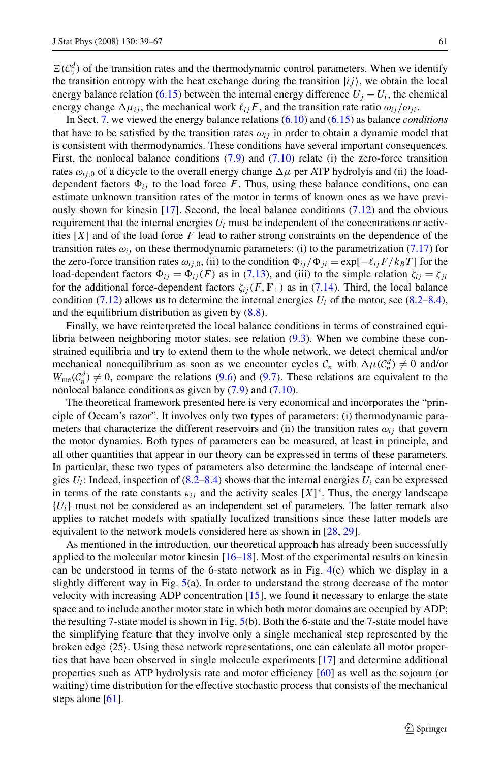$\Xi(\mathcal{C}_\nu^d)$ of the transition rates and the thermodynamic control parameters. When we identify the transition entropy with the heat exchange during the transition $|ij\rangle$, we obtain the local energy balance relation (6.15) between the internal energy difference $U_j - U_i$, the chemical energy change $\Delta\mu_{ij}$, the mechanical work $\ell_{ij} F$, and the transition rate ratio $\omega_{ij}/\omega_{ji}$.

In Sect. 7, we viewed the energy balance relations (6.10) and (6.15) as balance *conditions* that have to be satisfied by the transition rates $\omega_{ij}$ in order to obtain a dynamic model that is consistent with thermodynamics. These conditions have several important consequences. First, the nonlocal balance conditions (7.9) and (7.10) relate (i) the zero-force transition rates $\omega_{ij,0}$ of a dicycle to the overall energy change $\Delta\mu$ per ATP hydrolyis and (ii) the load-dependent factors $\Phi_{ij}$ to the load force $F$. Thus, using these balance conditions, one can estimate unknown transition rates of the motor in terms of known ones as we have previously shown for kinesin [17]. Second, the local balance conditions (7.12) and the obvious requirement that the internal energies $U_i$ must be independent of the concentrations or activities $[X]$ and of the load force $F$ lead to rather strong constraints on the dependence of the transition rates $\omega_{ij}$ on these thermodynamic parameters: (i) to the parametrization (7.17) for the zero-force transition rates $\omega_{ij,0}$, (ii) to the condition $\Phi_{ij}/\Phi_{ji} = \exp[-\ell_{ij} F/k_B T]$ for the load-dependent factors $\Phi_{ij} = \Phi_{ij}(F)$ as in (7.13), and (iii) to the simple relation $\zeta_{ij} = \zeta_{ji}$ for the additional force-dependent factors $\zeta_{ij}(F, \mathbf{F}_\perp)$ as in (7.14). Third, the local balance condition (7.12) allows us to determine the internal energies $U_i$ of the motor, see (8.2–8.4), and the equilibrium distribution as given by (8.8).

Finally, we have reinterpreted the local balance conditions in terms of constrained equilibria between neighboring motor states, see relation (9.3). When we combine these constrained equilibria and try to extend them to the whole network, we detect chemical and/or mechanical nonequilibrium as soon as we encounter cycles $\mathcal{C}_n$ with $\Delta\mu(\mathcal{C}_n^d) \neq 0$ and/or $W_{\rm me}(\mathcal{C}_n^d) \neq 0$, compare the relations (9.6) and (9.7). These relations are equivalent to the nonlocal balance conditions as given by (7.9) and (7.10).

The theoretical framework presented here is very economical and incorporates the "principle of Occam's razor". It involves only two types of parameters: (i) thermodynamic parameters that characterize the different reservoirs and (ii) the transition rates $\omega_{ij}$ that govern the motor dynamics. Both types of parameters can be measured, at least in principle, and all other quantities that appear in our theory can be expressed in terms of these parameters. In particular, these two types of parameters also determine the landscape of internal energies $U_i$: Indeed, inspection of (8.2–8.4) shows that the internal energies $U_i$ can be expressed in terms of the rate constants $\kappa_{ij}$ and the activity scales $[X]^*$. Thus, the energy landscape $\{U_i\}$ must not be considered as an independent set of parameters. The latter remark also applies to ratchet models with spatially localized transitions since these latter models are equivalent to the network models considered here as shown in [28, 29].

As mentioned in the introduction, our theoretical approach has already been successfully applied to the molecular motor kinesin [16–18]. Most of the experimental results on kinesin can be understood in terms of the 6-state network as in Fig. 4(c) which we display in a slightly different way in Fig. 5(a). In order to understand the strong decrease of the motor velocity with increasing ADP concentration [15], we found it necessary to enlarge the state space and to include another motor state in which both motor domains are occupied by ADP; the resulting 7-state model is shown in Fig. 5(b). Both the 6-state and the 7-state model have the simplifying feature that they involve only a single mechanical step represented by the broken edge $\langle 25\rangle$. Using these network representations, one can calculate all motor properties that have been observed in single molecule experiments [17] and determine additional properties such as ATP hydrolysis rate and motor efficiency [60] as well as the sojourn (or waiting) time distribution for the effective stochastic process that consists of the mechanical steps alone [61].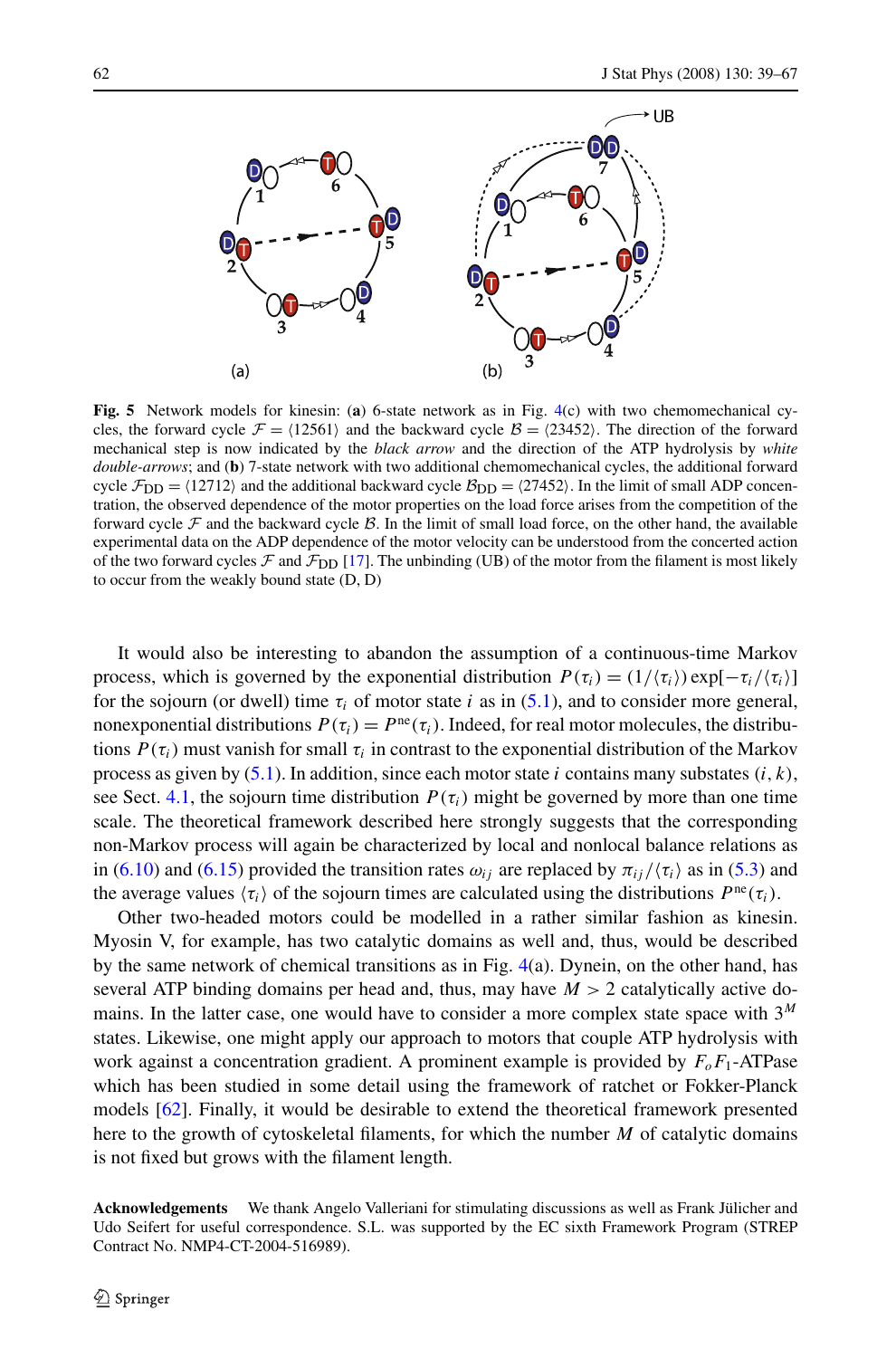**Fig. 5** Network models for kinesin: (**a**) 6-state network as in Fig. 4(c) with two chemomechanical cycles, the forward cycle $\mathcal{F} = \langle 12561 \rangle$ and the backward cycle $\mathcal{B} = \langle 23452 \rangle$. The direction of the forward mechanical step is now indicated by the *black arrow* and the direction of the ATP hydrolysis by *white double-arrows*; and (**b**) 7-state network with two additional chemomechanical cycles, the additional forward cycle $\mathcal{F}_{\text{DD}} = \langle 12712 \rangle$ and the additional backward cycle $\mathcal{B}_{\text{DD}} = \langle 27452 \rangle$. In the limit of small ADP concentration, the observed dependence of the motor properties on the load force arises from the competition of the forward cycle $\mathcal{F}$ and the backward cycle $\mathcal{B}$. In the limit of small load force, on the other hand, the available experimental data on the ADP dependence of the motor velocity can be understood from the concerted action of the two forward cycles $\mathcal{F}$ and $\mathcal{F}_{\text{DD}}$ [17]. The unbinding (UB) of the motor from the filament is most likely to occur from the weakly bound state (D, D)

It would also be interesting to abandon the assumption of a continuous-time Markov process, which is governed by the exponential distribution $P(\tau_i) = (1/\langle\tau_i\rangle)\exp[-\tau_i/\langle\tau_i\rangle]$ for the sojourn (or dwell) time $\tau_i$ of motor state $i$ as in (5.1), and to consider more general, nonexponential distributions $P(\tau_i) = P^{\text{ne}}(\tau_i)$. Indeed, for real motor molecules, the distributions $P(\tau_i)$ must vanish for small $\tau_i$ in contrast to the exponential distribution of the Markov process as given by (5.1). In addition, since each motor state $i$ contains many substates $(i, k)$, see Sect. 4.1, the sojourn time distribution $P(\tau_i)$ might be governed by more than one time scale. The theoretical framework described here strongly suggests that the corresponding non-Markov process will again be characterized by local and nonlocal balance relations as in (6.10) and (6.15) provided the transition rates $\omega_{ij}$ are replaced by $\pi_{ij}/\langle\tau_i\rangle$ as in (5.3) and the average values $\langle\tau_i\rangle$ of the sojourn times are calculated using the distributions $P^{\text{ne}}(\tau_i)$.

Other two-headed motors could be modelled in a rather similar fashion as kinesin. Myosin V, for example, has two catalytic domains as well and, thus, would be described by the same network of chemical transitions as in Fig. 4(a). Dynein, on the other hand, has several ATP binding domains per head and, thus, may have $M > 2$ catalytically active domains. In the latter case, one would have to consider a more complex state space with $3^M$ states. Likewise, one might apply our approach to motors that couple ATP hydrolysis with work against a concentration gradient. A prominent example is provided by $F_oF_1$-ATPase which has been studied in some detail using the framework of ratchet or Fokker-Planck models [62]. Finally, it would be desirable to extend the theoretical framework presented here to the growth of cytoskeletal filaments, for which the number $M$ of catalytic domains is not fixed but grows with the filament length.

**Acknowledgements** We thank Angelo Valleriani for stimulating discussions as well as Frank Jülicher and Udo Seifert for useful correspondence. S.L. was supported by the EC sixth Framework Program (STREP Contract No. NMP4-CT-2004-516989).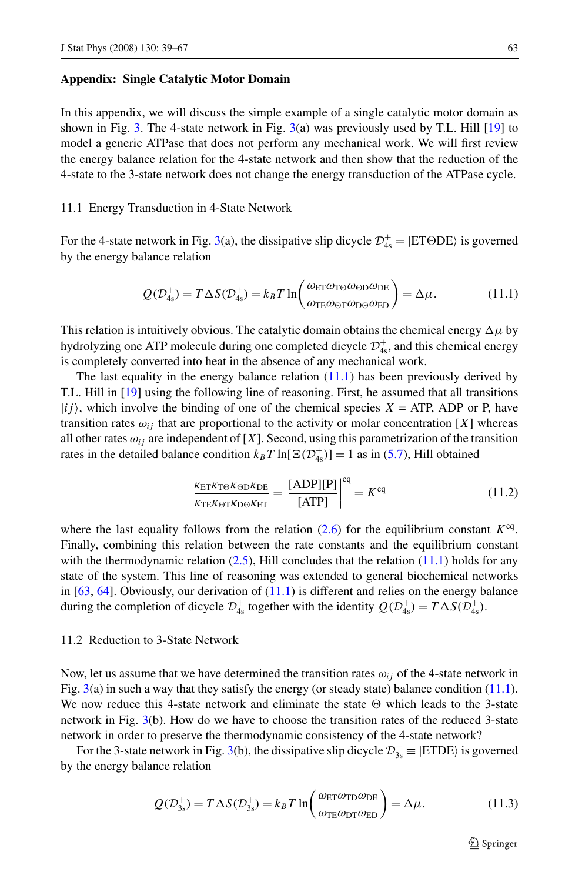## Appendix: Single Catalytic Motor Domain

In this appendix, we will discuss the simple example of a single catalytic motor domain as shown in Fig. 3. The 4-state network in Fig. 3(a) was previously used by T.L. Hill [19] to model a generic ATPase that does not perform any mechanical work. We will first review the energy balance relation for the 4-state network and then show that the reduction of the 4-state to the 3-state network does not change the energy transduction of the ATPase cycle.

### 11.1 Energy Transduction in 4-State Network

For the 4-state network in Fig. 3(a), the dissipative slip dicycle $\mathcal{D}_{4s}^{+} = |\mathrm{ET}\Theta\mathrm{DE}\rangle$ is governed by the energy balance relation

$$Q(\mathcal{D}_{4s}^{+}) = T\Delta S(\mathcal{D}_{4s}^{+}) = k_B T \ln\left(\frac{\omega_{\mathrm{ET}}\omega_{\mathrm{T}\Theta}\omega_{\Theta\mathrm{D}}\omega_{\mathrm{DE}}}{\omega_{\mathrm{TE}}\omega_{\Theta\mathrm{T}}\omega_{\mathrm{D}\Theta}\omega_{\mathrm{ED}}}\right) = \Delta\mu. \tag{11.1}$$

This relation is intuitively obvious. The catalytic domain obtains the chemical energy $\Delta\mu$ by hydrolyzing one ATP molecule during one completed dicycle $\mathcal{D}_{4s}^{+}$, and this chemical energy is completely converted into heat in the absence of any mechanical work.

The last equality in the energy balance relation (11.1) has been previously derived by T.L. Hill in [19] using the following line of reasoning. First, he assumed that all transitions $|ij\rangle$, which involve the binding of one of the chemical species $X$ = ATP, ADP or P, have transition rates $\omega_{ij}$ that are proportional to the activity or molar concentration $[X]$ whereas all other rates $\omega_{ij}$ are independent of $[X]$. Second, using this parametrization of the transition rates in the detailed balance condition $k_B T \ln[\Xi(\mathcal{D}_{4s}^{+})] = 1$ as in (5.7), Hill obtained

$$\frac{\kappa_{\mathrm{ET}}\kappa_{\mathrm{T}\Theta}\kappa_{\Theta\mathrm{D}}\kappa_{\mathrm{DE}}}{\kappa_{\mathrm{TE}}\kappa_{\Theta\mathrm{T}}\kappa_{\mathrm{D}\Theta}\kappa_{\mathrm{ET}}} = \left.\frac{[\mathrm{ADP}][\mathrm{P}]}{[\mathrm{ATP}]}\right|^{\mathrm{eq}} = K^{\mathrm{eq}} \tag{11.2}$$

where the last equality follows from the relation (2.6) for the equilibrium constant $K^{\mathrm{eq}}$. Finally, combining this relation between the rate constants and the equilibrium constant with the thermodynamic relation (2.5), Hill concludes that the relation (11.1) holds for any state of the system. This line of reasoning was extended to general biochemical networks in [63, 64]. Obviously, our derivation of (11.1) is different and relies on the energy balance during the completion of dicycle $\mathcal{D}_{4s}^{+}$ together with the identity $Q(\mathcal{D}_{4s}^{+}) = T\Delta S(\mathcal{D}_{4s}^{+})$.

### 11.2 Reduction to 3-State Network

Now, let us assume that we have determined the transition rates $\omega_{ij}$ of the 4-state network in Fig. 3(a) in such a way that they satisfy the energy (or steady state) balance condition (11.1). We now reduce this 4-state network and eliminate the state $\Theta$ which leads to the 3-state network in Fig. 3(b). How do we have to choose the transition rates of the reduced 3-state network in order to preserve the thermodynamic consistency of the 4-state network?

For the 3-state network in Fig. 3(b), the dissipative slip dicycle $\mathcal{D}_{3s}^{+} \equiv |\mathrm{ETDE}\rangle$ is governed by the energy balance relation

$$Q(\mathcal{D}_{3s}^{+}) = T\Delta S(\mathcal{D}_{3s}^{+}) = k_B T \ln\left(\frac{\omega_{\mathrm{ET}}\omega_{\mathrm{TD}}\omega_{\mathrm{DE}}}{\omega_{\mathrm{TE}}\omega_{\mathrm{DT}}\omega_{\mathrm{ED}}}\right) = \Delta\mu. \tag{11.3}$$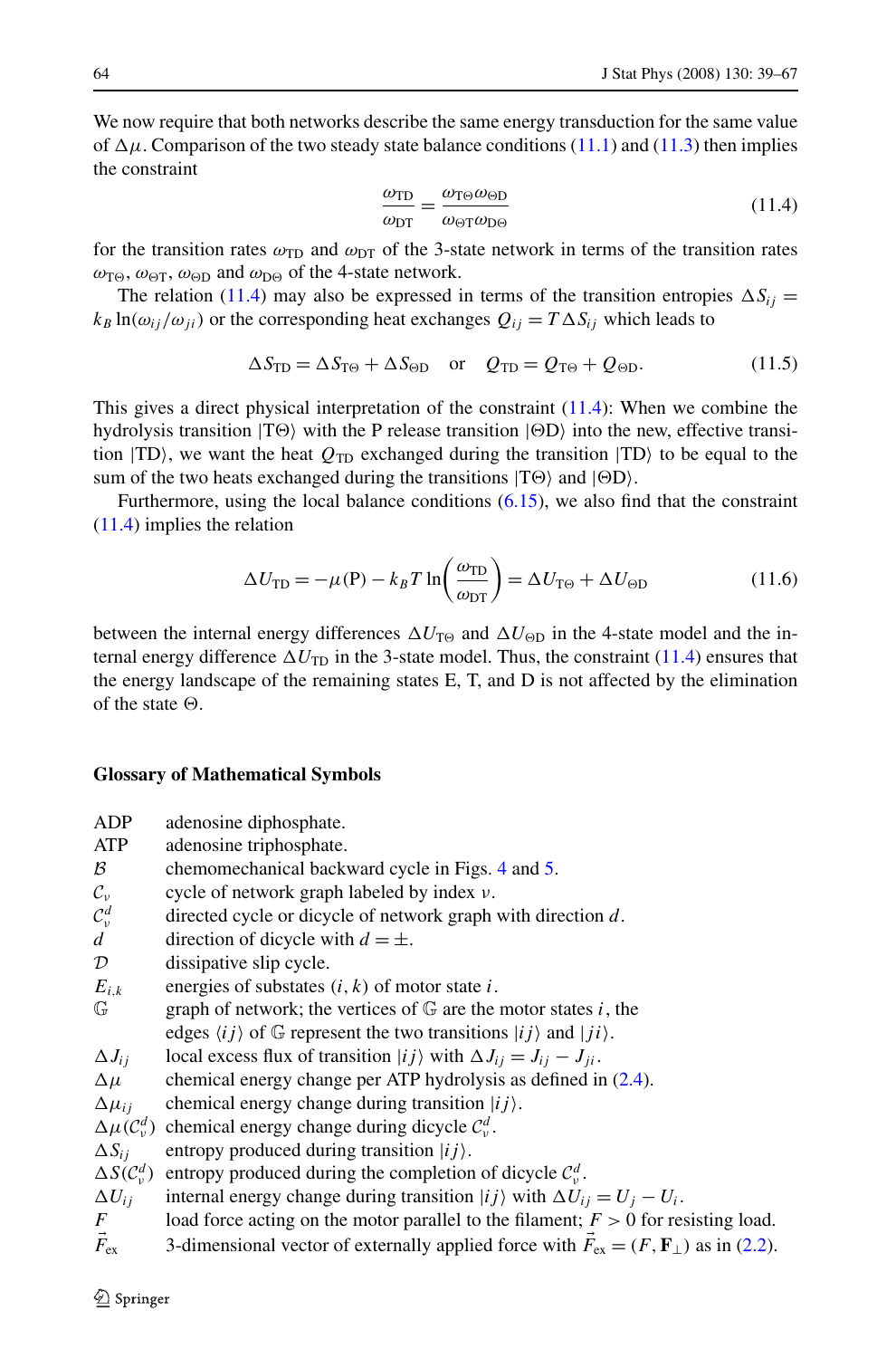We now require that both networks describe the same energy transduction for the same value of $\Delta\mu$. Comparison of the two steady state balance conditions (11.1) and (11.3) then implies the constraint

$$\frac{\omega_{\text{TD}}}{\omega_{\text{DT}}} = \frac{\omega_{\text{T}\Theta}\omega_{\Theta\text{D}}}{\omega_{\Theta\text{T}}\omega_{\text{D}\Theta}} \tag{11.4}$$

for the transition rates $\omega_{\text{TD}}$ and $\omega_{\text{DT}}$ of the 3-state network in terms of the transition rates $\omega_{\text{T}\Theta}$, $\omega_{\Theta\text{T}}$, $\omega_{\Theta\text{D}}$ and $\omega_{\text{D}\Theta}$ of the 4-state network.

The relation (11.4) may also be expressed in terms of the transition entropies $\Delta S_{ij} = k_B \ln(\omega_{ij}/\omega_{ji})$ or the corresponding heat exchanges $Q_{ij} = T\Delta S_{ij}$ which leads to

$$\Delta S_{\text{TD}} = \Delta S_{\text{T}\Theta} + \Delta S_{\Theta\text{D}} \quad \text{or} \quad Q_{\text{TD}} = Q_{\text{T}\Theta} + Q_{\Theta\text{D}}. \tag{11.5}$$

This gives a direct physical interpretation of the constraint (11.4): When we combine the hydrolysis transition $|\text{T}\Theta\rangle$ with the P release transition $|\Theta\text{D}\rangle$ into the new, effective transition $|\text{TD}\rangle$, we want the heat $Q_{\text{TD}}$ exchanged during the transition $|\text{TD}\rangle$ to be equal to the sum of the two heats exchanged during the transitions $|\text{T}\Theta\rangle$ and $|\Theta\text{D}\rangle$.

Furthermore, using the local balance conditions (6.15), we also find that the constraint (11.4) implies the relation

$$\Delta U_{\text{TD}} = -\mu(\text{P}) - k_B T \ln\left(\frac{\omega_{\text{TD}}}{\omega_{\text{DT}}}\right) = \Delta U_{\text{T}\Theta} + \Delta U_{\Theta\text{D}} \tag{11.6}$$

between the internal energy differences $\Delta U_{\text{T}\Theta}$ and $\Delta U_{\Theta\text{D}}$ in the 4-state model and the internal energy difference $\Delta U_{\text{TD}}$ in the 3-state model. Thus, the constraint (11.4) ensures that the energy landscape of the remaining states E, T, and D is not affected by the elimination of the state $\Theta$.

## Glossary of Mathematical Symbols

| | |
|---|---|
| ADP | adenosine diphosphate. |
| ATP | adenosine triphosphate. |
| $\mathcal{B}$ | chemomechanical backward cycle in Figs. 4 and 5. |
| $\mathcal{C}_\nu$ | cycle of network graph labeled by index $\nu$. |
| $\mathcal{C}_\nu^d$ | directed cycle or dicycle of network graph with direction $d$. |
| $d$ | direction of dicycle with $d = \pm$. |
| $\mathcal{D}$ | dissipative slip cycle. |
| $E_{i,k}$ | energies of substates $(i,k)$ of motor state $i$. |
| $\mathbb{G}$ | graph of network; the vertices of $\mathbb{G}$ are the motor states $i$, the edges $\langle ij\rangle$ of $\mathbb{G}$ represent the two transitions $\lvert ij\rangle$ and $\lvert ji\rangle$. |
| $\Delta J_{ij}$ | local excess flux of transition $\lvert ij\rangle$ with $\Delta J_{ij} = J_{ij} - J_{ji}$. |
| $\Delta\mu$ | chemical energy change per ATP hydrolysis as defined in (2.4). |
| $\Delta\mu_{ij}$ | chemical energy change during transition $\lvert ij\rangle$. |
| $\Delta\mu(\mathcal{C}_\nu^d)$ | chemical energy change during dicycle $\mathcal{C}_\nu^d$. |
| $\Delta S_{ij}$ | entropy produced during transition $\lvert ij\rangle$. |
| $\Delta S(\mathcal{C}_\nu^d)$ | entropy produced during the completion of dicycle $\mathcal{C}_\nu^d$. |
| $\Delta U_{ij}$ | internal energy change during transition $\lvert ij\rangle$ with $\Delta U_{ij} = U_j - U_i$. |
| $F$ | load force acting on the motor parallel to the filament; $F > 0$ for resisting load. |
| $\vec{F}_{\text{ex}}$ | 3-dimensional vector of externally applied force with $\vec{F}_{\text{ex}} = (F, \mathbf{F}_\perp)$ as in (2.2). |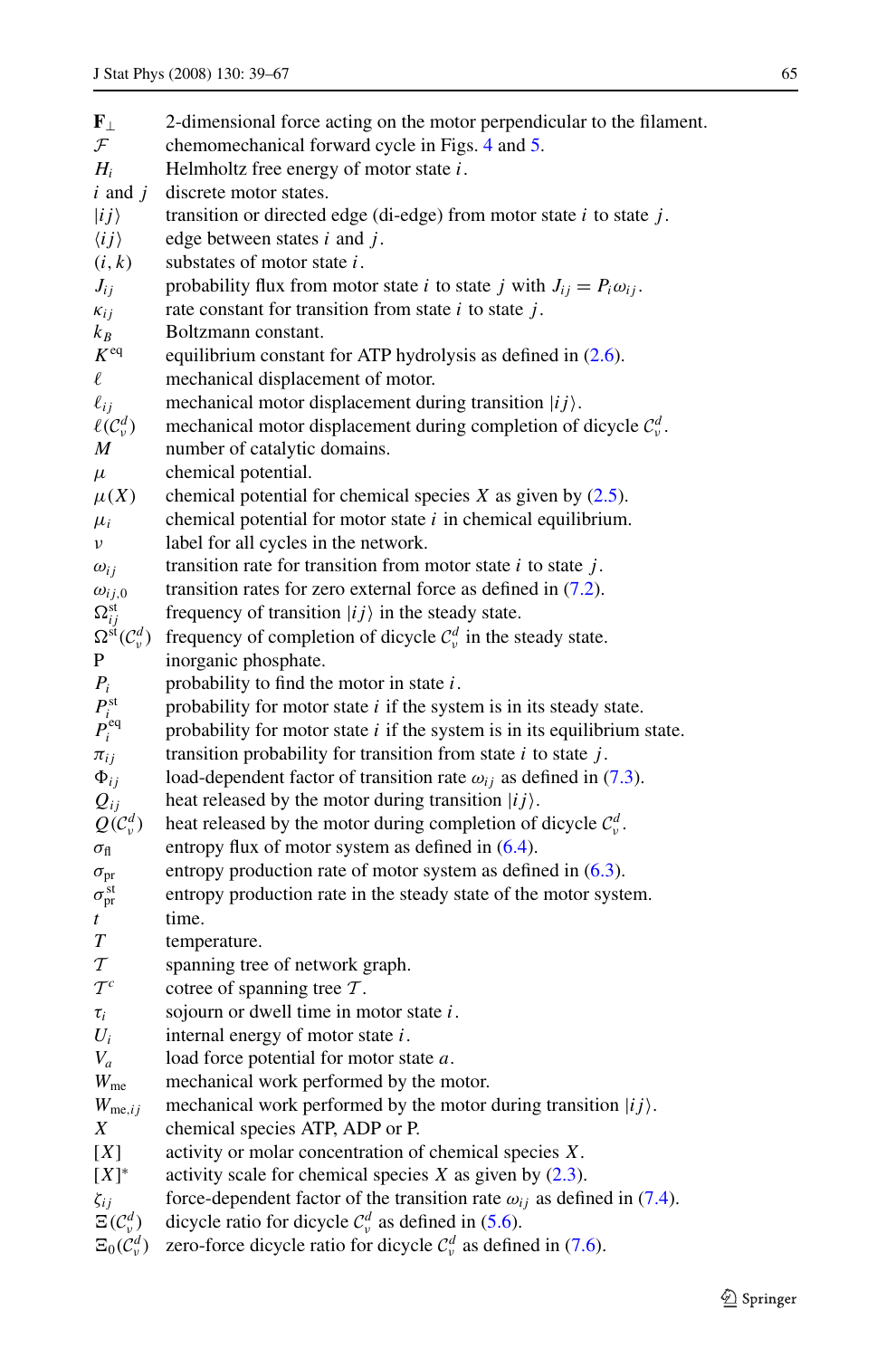| | |
|---|---|
| $\mathbf{F}_\perp$ | 2-dimensional force acting on the motor perpendicular to the filament. |
| $\mathcal{F}$ | chemomechanical forward cycle in Figs. 4 and 5. |
| $H_i$ | Helmholtz free energy of motor state $i$. |
| $i$ and $j$ | discrete motor states. |
| $\lvert ij\rangle$ | transition or directed edge (di-edge) from motor state $i$ to state $j$. |
| $\langle ij\rangle$ | edge between states $i$ and $j$. |
| $(i,k)$ | substates of motor state $i$. |
| $J_{ij}$ | probability flux from motor state $i$ to state $j$ with $J_{ij} = P_i\omega_{ij}$. |
| $\kappa_{ij}$ | rate constant for transition from state $i$ to state $j$. |
| $k_B$ | Boltzmann constant. |
| $K^{\mathrm{eq}}$ | equilibrium constant for ATP hydrolysis as defined in (2.6). |
| $\ell$ | mechanical displacement of motor. |
| $\ell_{ij}$ | mechanical motor displacement during transition $\lvert ij\rangle$. |
| $\ell(\mathcal{C}^d_\nu)$ | mechanical motor displacement during completion of dicycle $\mathcal{C}^d_\nu$. |
| $M$ | number of catalytic domains. |
| $\mu$ | chemical potential. |
| $\mu(X)$ | chemical potential for chemical species $X$ as given by (2.5). |
| $\mu_i$ | chemical potential for motor state $i$ in chemical equilibrium. |
| $\nu$ | label for all cycles in the network. |
| $\omega_{ij}$ | transition rate for transition from motor state $i$ to state $j$. |
| $\omega_{ij,0}$ | transition rates for zero external force as defined in (7.2). |
| $\Omega^{\mathrm{st}}_{ij}$ | frequency of transition $\lvert ij\rangle$ in the steady state. |
| $\Omega^{\mathrm{st}}(\mathcal{C}^d_\nu)$ | frequency of completion of dicycle $\mathcal{C}^d_\nu$ in the steady state. |
| P | inorganic phosphate. |
| $P_i$ | probability to find the motor in state $i$. |
| $P^{\mathrm{st}}_i$ | probability for motor state $i$ if the system is in its steady state. |
| $P^{\mathrm{eq}}_i$ | probability for motor state $i$ if the system is in its equilibrium state. |
| $\pi_{ij}$ | transition probability for transition from state $i$ to state $j$. |
| $\Phi_{ij}$ | load-dependent factor of transition rate $\omega_{ij}$ as defined in (7.3). |
| $Q_{ij}$ | heat released by the motor during transition $\lvert ij\rangle$. |
| $Q(\mathcal{C}^d_\nu)$ | heat released by the motor during completion of dicycle $\mathcal{C}^d_\nu$. |
| $\sigma_{\mathrm{fl}}$ | entropy flux of motor system as defined in (6.4). |
| $\sigma_{\mathrm{pr}}$ | entropy production rate of motor system as defined in (6.3). |
| $\sigma^{\mathrm{st}}_{\mathrm{pr}}$ | entropy production rate in the steady state of the motor system. |
| $t$ | time. |
| $T$ | temperature. |
| $\mathcal{T}$ | spanning tree of network graph. |
| $\mathcal{T}^c$ | cotree of spanning tree $\mathcal{T}$. |
| $\tau_i$ | sojourn or dwell time in motor state $i$. |
| $U_i$ | internal energy of motor state $i$. |
| $V_a$ | load force potential for motor state $a$. |
| $W_{\mathrm{me}}$ | mechanical work performed by the motor. |
| $W_{\mathrm{me},ij}$ | mechanical work performed by the motor during transition $\lvert ij\rangle$. |
| $X$ | chemical species ATP, ADP or P. |
| $[X]$ | activity or molar concentration of chemical species $X$. |
| $[X]^*$ | activity scale for chemical species $X$ as given by (2.3). |
| $\zeta_{ij}$ | force-dependent factor of the transition rate $\omega_{ij}$ as defined in (7.4). |
| $\Xi(\mathcal{C}^d_\nu)$ | dicycle ratio for dicycle $\mathcal{C}^d_\nu$ as defined in (5.6). |
| $\Xi_0(\mathcal{C}^d_\nu)$ | zero-force dicycle ratio for dicycle $\mathcal{C}^d_\nu$ as defined in (7.6). |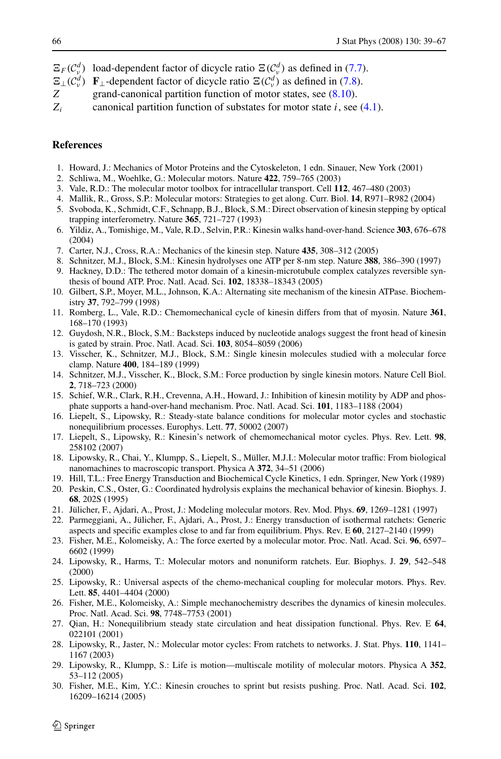$\Xi_F(\mathcal{C}_\nu^d)$ load-dependent factor of dicycle ratio $\Xi(\mathcal{C}_\nu^d)$ as defined in (7.7).
$\Xi_\perp(\mathcal{C}_\nu^d)$ $\mathbf{F}_\perp$-dependent factor of dicycle ratio $\Xi(\mathcal{C}_\nu^d)$ as defined in (7.8).
$Z$ grand-canonical partition function of motor states, see (8.10).
$Z_i$ canonical partition function of substates for motor state $i$, see (4.1).

## References

1. Howard, J.: Mechanics of Motor Proteins and the Cytoskeleton, 1 edn. Sinauer, New York (2001)
2. Schliwa, M., Woehlke, G.: Molecular motors. Nature **422**, 759–765 (2003)
3. Vale, R.D.: The molecular motor toolbox for intracellular transport. Cell **112**, 467–480 (2003)
4. Mallik, R., Gross, S.P.: Molecular motors: Strategies to get along. Curr. Biol. **14**, R971–R982 (2004)
5. Svoboda, K., Schmidt, C.F., Schnapp, B.J., Block, S.M.: Direct observation of kinesin stepping by optical trapping interferometry. Nature **365**, 721–727 (1993)
6. Yildiz, A., Tomishige, M., Vale, R.D., Selvin, P.R.: Kinesin walks hand-over-hand. Science **303**, 676–678 (2004)
7. Carter, N.J., Cross, R.A.: Mechanics of the kinesin step. Nature **435**, 308–312 (2005)
8. Schnitzer, M.J., Block, S.M.: Kinesin hydrolyses one ATP per 8-nm step. Nature **388**, 386–390 (1997)
9. Hackney, D.D.: The tethered motor domain of a kinesin-microtubule complex catalyzes reversible synthesis of bound ATP. Proc. Natl. Acad. Sci. **102**, 18338–18343 (2005)
10. Gilbert, S.P., Moyer, M.L., Johnson, K.A.: Alternating site mechanism of the kinesin ATPase. Biochemistry **37**, 792–799 (1998)
11. Romberg, L., Vale, R.D.: Chemomechanical cycle of kinesin differs from that of myosin. Nature **361**, 168–170 (1993)
12. Guydosh, N.R., Block, S.M.: Backsteps induced by nucleotide analogs suggest the front head of kinesin is gated by strain. Proc. Natl. Acad. Sci. **103**, 8054–8059 (2006)
13. Visscher, K., Schnitzer, M.J., Block, S.M.: Single kinesin molecules studied with a molecular force clamp. Nature **400**, 184–189 (1999)
14. Schnitzer, M.J., Visscher, K., Block, S.M.: Force production by single kinesin motors. Nature Cell Biol. **2**, 718–723 (2000)
15. Schief, W.R., Clark, R.H., Crevenna, A.H., Howard, J.: Inhibition of kinesin motility by ADP and phosphate supports a hand-over-hand mechanism. Proc. Natl. Acad. Sci. **101**, 1183–1188 (2004)
16. Liepelt, S., Lipowsky, R.: Steady-state balance conditions for molecular motor cycles and stochastic nonequilibrium processes. Europhys. Lett. **77**, 50002 (2007)
17. Liepelt, S., Lipowsky, R.: Kinesin's network of chemomechanical motor cycles. Phys. Rev. Lett. **98**, 258102 (2007)
18. Lipowsky, R., Chai, Y., Klumpp, S., Liepelt, S., Müller, M.J.I.: Molecular motor traffic: From biological nanomachines to macroscopic transport. Physica A **372**, 34–51 (2006)
19. Hill, T.L.: Free Energy Transduction and Biochemical Cycle Kinetics, 1 edn. Springer, New York (1989)
20. Peskin, C.S., Oster, G.: Coordinated hydrolysis explains the mechanical behavior of kinesin. Biophys. J. **68**, 202S (1995)
21. Jülicher, F., Ajdari, A., Prost, J.: Modeling molecular motors. Rev. Mod. Phys. **69**, 1269–1281 (1997)
22. Parmeggiani, A., Jülicher, F., Ajdari, A., Prost, J.: Energy transduction of isothermal ratchets: Generic aspects and specific examples close to and far from equilibrium. Phys. Rev. E **60**, 2127–2140 (1999)
23. Fisher, M.E., Kolomeisky, A.: The force exerted by a molecular motor. Proc. Natl. Acad. Sci. **96**, 6597–6602 (1999)
24. Lipowsky, R., Harms, T.: Molecular motors and nonuniform ratchets. Eur. Biophys. J. **29**, 542–548 (2000)
25. Lipowsky, R.: Universal aspects of the chemo-mechanical coupling for molecular motors. Phys. Rev. Lett. **85**, 4401–4404 (2000)
26. Fisher, M.E., Kolomeisky, A.: Simple mechanochemistry describes the dynamics of kinesin molecules. Proc. Natl. Acad. Sci. **98**, 7748–7753 (2001)
27. Qian, H.: Nonequilibrium steady state circulation and heat dissipation functional. Phys. Rev. E **64**, 022101 (2001)
28. Lipowsky, R., Jaster, N.: Molecular motor cycles: From ratchets to networks. J. Stat. Phys. **110**, 1141–1167 (2003)
29. Lipowsky, R., Klumpp, S.: Life is motion—multiscale motility of molecular motors. Physica A **352**, 53–112 (2005)
30. Fisher, M.E., Kim, Y.C.: Kinesin crouches to sprint but resists pushing. Proc. Natl. Acad. Sci. **102**, 16209–16214 (2005)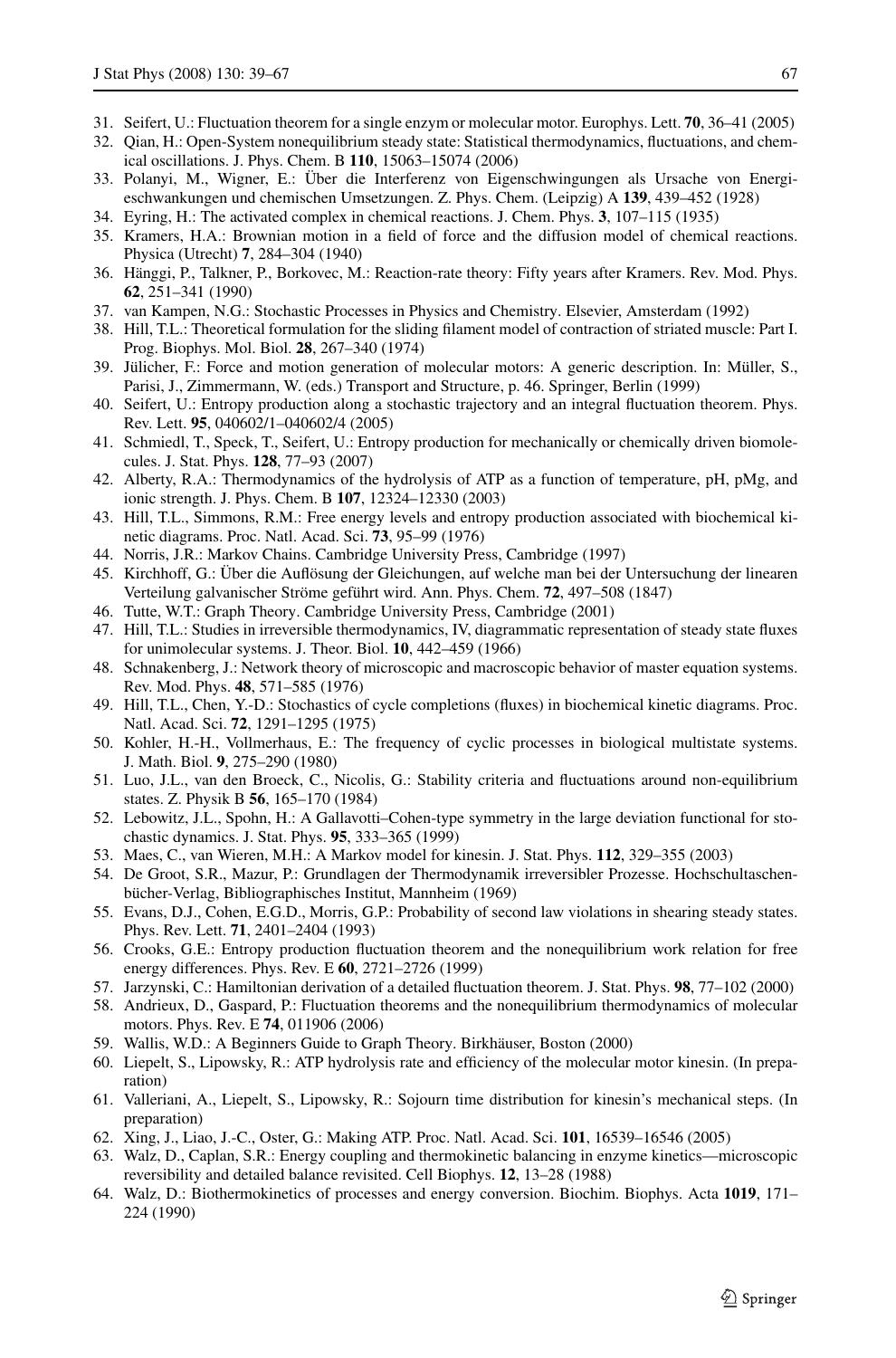31. Seifert, U.: Fluctuation theorem for a single enzym or molecular motor. Europhys. Lett. **70**, 36–41 (2005)
32. Qian, H.: Open-System nonequilibrium steady state: Statistical thermodynamics, fluctuations, and chemical oscillations. J. Phys. Chem. B **110**, 15063–15074 (2006)
33. Polanyi, M., Wigner, E.: Über die Interferenz von Eigenschwingungen als Ursache von Energieschwankungen und chemischen Umsetzungen. Z. Phys. Chem. (Leipzig) A **139**, 439–452 (1928)
34. Eyring, H.: The activated complex in chemical reactions. J. Chem. Phys. **3**, 107–115 (1935)
35. Kramers, H.A.: Brownian motion in a field of force and the diffusion model of chemical reactions. Physica (Utrecht) **7**, 284–304 (1940)
36. Hänggi, P., Talkner, P., Borkovec, M.: Reaction-rate theory: Fifty years after Kramers. Rev. Mod. Phys. **62**, 251–341 (1990)
37. van Kampen, N.G.: Stochastic Processes in Physics and Chemistry. Elsevier, Amsterdam (1992)
38. Hill, T.L.: Theoretical formulation for the sliding filament model of contraction of striated muscle: Part I. Prog. Biophys. Mol. Biol. **28**, 267–340 (1974)
39. Jülicher, F.: Force and motion generation of molecular motors: A generic description. In: Müller, S., Parisi, J., Zimmermann, W. (eds.) Transport and Structure, p. 46. Springer, Berlin (1999)
40. Seifert, U.: Entropy production along a stochastic trajectory and an integral fluctuation theorem. Phys. Rev. Lett. **95**, 040602/1–040602/4 (2005)
41. Schmiedl, T., Speck, T., Seifert, U.: Entropy production for mechanically or chemically driven biomolecules. J. Stat. Phys. **128**, 77–93 (2007)
42. Alberty, R.A.: Thermodynamics of the hydrolysis of ATP as a function of temperature, pH, pMg, and ionic strength. J. Phys. Chem. B **107**, 12324–12330 (2003)
43. Hill, T.L., Simmons, R.M.: Free energy levels and entropy production associated with biochemical kinetic diagrams. Proc. Natl. Acad. Sci. **73**, 95–99 (1976)
44. Norris, J.R.: Markov Chains. Cambridge University Press, Cambridge (1997)
45. Kirchhoff, G.: Über die Auflösung der Gleichungen, auf welche man bei der Untersuchung der linearen Verteilung galvanischer Ströme geführt wird. Ann. Phys. Chem. **72**, 497–508 (1847)
46. Tutte, W.T.: Graph Theory. Cambridge University Press, Cambridge (2001)
47. Hill, T.L.: Studies in irreversible thermodynamics, IV, diagrammatic representation of steady state fluxes for unimolecular systems. J. Theor. Biol. **10**, 442–459 (1966)
48. Schnakenberg, J.: Network theory of microscopic and macroscopic behavior of master equation systems. Rev. Mod. Phys. **48**, 571–585 (1976)
49. Hill, T.L., Chen, Y.-D.: Stochastics of cycle completions (fluxes) in biochemical kinetic diagrams. Proc. Natl. Acad. Sci. **72**, 1291–1295 (1975)
50. Kohler, H.-H., Vollmerhaus, E.: The frequency of cyclic processes in biological multistate systems. J. Math. Biol. **9**, 275–290 (1980)
51. Luo, J.L., van den Broeck, C., Nicolis, G.: Stability criteria and fluctuations around non-equilibrium states. Z. Physik B **56**, 165–170 (1984)
52. Lebowitz, J.L., Spohn, H.: A Gallavotti–Cohen-type symmetry in the large deviation functional for stochastic dynamics. J. Stat. Phys. **95**, 333–365 (1999)
53. Maes, C., van Wieren, M.H.: A Markov model for kinesin. J. Stat. Phys. **112**, 329–355 (2003)
54. De Groot, S.R., Mazur, P.: Grundlagen der Thermodynamik irreversibler Prozesse. Hochschultaschenbücher-Verlag, Bibliographisches Institut, Mannheim (1969)
55. Evans, D.J., Cohen, E.G.D., Morris, G.P.: Probability of second law violations in shearing steady states. Phys. Rev. Lett. **71**, 2401–2404 (1993)
56. Crooks, G.E.: Entropy production fluctuation theorem and the nonequilibrium work relation for free energy differences. Phys. Rev. E **60**, 2721–2726 (1999)
57. Jarzynski, C.: Hamiltonian derivation of a detailed fluctuation theorem. J. Stat. Phys. **98**, 77–102 (2000)
58. Andrieux, D., Gaspard, P.: Fluctuation theorems and the nonequilibrium thermodynamics of molecular motors. Phys. Rev. E **74**, 011906 (2006)
59. Wallis, W.D.: A Beginners Guide to Graph Theory. Birkhäuser, Boston (2000)
60. Liepelt, S., Lipowsky, R.: ATP hydrolysis rate and efficiency of the molecular motor kinesin. (In preparation)
61. Valleriani, A., Liepelt, S., Lipowsky, R.: Sojourn time distribution for kinesin's mechanical steps. (In preparation)
62. Xing, J., Liao, J.-C., Oster, G.: Making ATP. Proc. Natl. Acad. Sci. **101**, 16539–16546 (2005)
63. Walz, D., Caplan, S.R.: Energy coupling and thermokinetic balancing in enzyme kinetics—microscopic reversibility and detailed balance revisited. Cell Biophys. **12**, 13–28 (1988)
64. Walz, D.: Biothermokinetics of processes and energy conversion. Biochim. Biophys. Acta **1019**, 171–224 (1990)